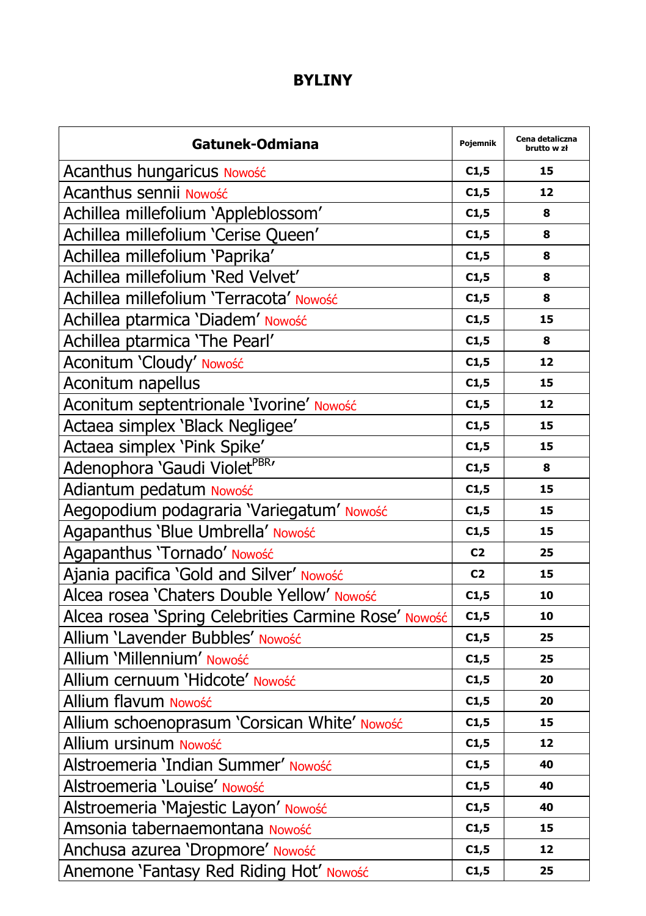# BYLINY

| Gatunek-Odmiana | Pojemnik | Cena detaliczna brutto w zł |
|---|---|---|
| Acanthus hungaricus Nowość | C1,5 | 15 |
| Acanthus sennii Nowość | C1,5 | 12 |
| Achillea millefolium 'Appleblossom' | C1,5 | 8 |
| Achillea millefolium 'Cerise Queen' | C1,5 | 8 |
| Achillea millefolium 'Paprika' | C1,5 | 8 |
| Achillea millefolium 'Red Velvet' | C1,5 | 8 |
| Achillea millefolium 'Terracota' Nowość | C1,5 | 8 |
| Achillea ptarmica 'Diadem' Nowość | C1,5 | 15 |
| Achillea ptarmica 'The Pearl' | C1,5 | 8 |
| Aconitum 'Cloudy' Nowość | C1,5 | 12 |
| Aconitum napellus | C1,5 | 15 |
| Aconitum septentrionale 'Ivorine' Nowość | C1,5 | 12 |
| Actaea simplex 'Black Negligee' | C1,5 | 15 |
| Actaea simplex 'Pink Spike' | C1,5 | 15 |
| Adenophora 'Gaudi Violet[PBR]' | C1,5 | 8 |
| Adiantum pedatum Nowość | C1,5 | 15 |
| Aegopodium podagraria 'Variegatum' Nowość | C1,5 | 15 |
| Agapanthus 'Blue Umbrella' Nowość | C1,5 | 15 |
| Agapanthus 'Tornado' Nowość | C2 | 25 |
| Ajania pacifica 'Gold and Silver' Nowość | C2 | 15 |
| Alcea rosea 'Chaters Double Yellow' Nowość | C1,5 | 10 |
| Alcea rosea 'Spring Celebrities Carmine Rose' Nowość | C1,5 | 10 |
| Allium 'Lavender Bubbles' Nowość | C1,5 | 25 |
| Allium 'Millennium' Nowość | C1,5 | 25 |
| Allium cernuum 'Hidcote' Nowość | C1,5 | 20 |
| Allium flavum Nowość | C1,5 | 20 |
| Allium schoenoprasum 'Corsican White' Nowość | C1,5 | 15 |
| Allium ursinum Nowość | C1,5 | 12 |
| Alstroemeria 'Indian Summer' Nowość | C1,5 | 40 |
| Alstroemeria 'Louise' Nowość | C1,5 | 40 |
| Alstroemeria 'Majestic Layon' Nowość | C1,5 | 40 |
| Amsonia tabernaemontana Nowość | C1,5 | 15 |
| Anchusa azurea 'Dropmore' Nowość | C1,5 | 12 |
| Anemone 'Fantasy Red Riding Hot' Nowość | C1,5 | 25 |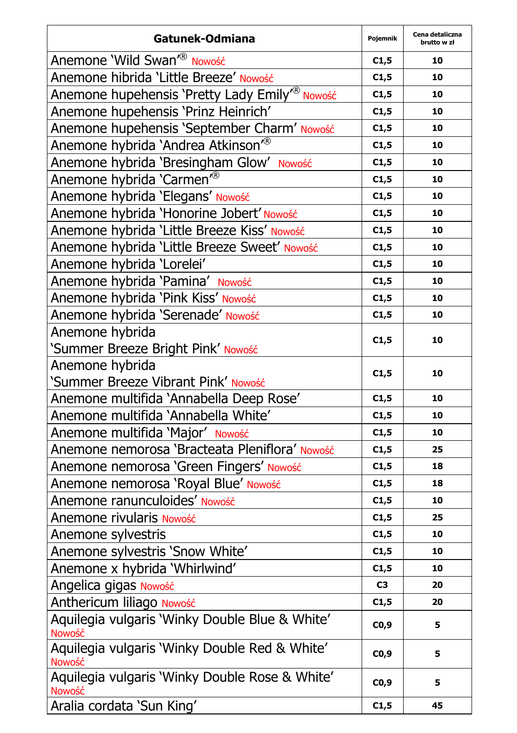| Gatunek-Odmiana | Pojemnik | Cena detaliczna brutto w zł |
|---|---|---|
| Anemone 'Wild Swan'® Nowość | C1,5 | 10 |
| Anemone hibrida 'Little Breeze' Nowość | C1,5 | 10 |
| Anemone hupehensis 'Pretty Lady Emily'® Nowość | C1,5 | 10 |
| Anemone hupehensis 'Prinz Heinrich' | C1,5 | 10 |
| Anemone hupehensis 'September Charm' Nowość | C1,5 | 10 |
| Anemone hybrida 'Andrea Atkinson'® | C1,5 | 10 |
| Anemone hybrida 'Bresingham Glow' Nowość | C1,5 | 10 |
| Anemone hybrida 'Carmen'® | C1,5 | 10 |
| Anemone hybrida 'Elegans' Nowość | C1,5 | 10 |
| Anemone hybrida 'Honorine Jobert' Nowość | C1,5 | 10 |
| Anemone hybrida 'Little Breeze Kiss' Nowość | C1,5 | 10 |
| Anemone hybrida 'Little Breeze Sweet' Nowość | C1,5 | 10 |
| Anemone hybrida 'Lorelei' | C1,5 | 10 |
| Anemone hybrida 'Pamina' Nowość | C1,5 | 10 |
| Anemone hybrida 'Pink Kiss' Nowość | C1,5 | 10 |
| Anemone hybrida 'Serenade' Nowość | C1,5 | 10 |
| Anemone hybrida 'Summer Breeze Bright Pink' Nowość | C1,5 | 10 |
| Anemone hybrida 'Summer Breeze Vibrant Pink' Nowość | C1,5 | 10 |
| Anemone multifida 'Annabella Deep Rose' | C1,5 | 10 |
| Anemone multifida 'Annabella White' | C1,5 | 10 |
| Anemone multifida 'Major' Nowość | C1,5 | 10 |
| Anemone nemorosa 'Bracteata Pleniflora' Nowość | C1,5 | 25 |
| Anemone nemorosa 'Green Fingers' Nowość | C1,5 | 18 |
| Anemone nemorosa 'Royal Blue' Nowość | C1,5 | 18 |
| Anemone ranunculoides' Nowość | C1,5 | 10 |
| Anemone rivularis Nowość | C1,5 | 25 |
| Anemone sylvestris | C1,5 | 10 |
| Anemone sylvestris 'Snow White' | C1,5 | 10 |
| Anemone x hybrida 'Whirlwind' | C1,5 | 10 |
| Angelica gigas Nowość | C3 | 20 |
| Anthericum liliago Nowość | C1,5 | 20 |
| Aquilegia vulgaris 'Winky Double Blue & White' Nowość | C0,9 | 5 |
| Aquilegia vulgaris 'Winky Double Red & White' Nowość | C0,9 | 5 |
| Aquilegia vulgaris 'Winky Double Rose & White' Nowość | C0,9 | 5 |
| Aralia cordata 'Sun King' | C1,5 | 45 |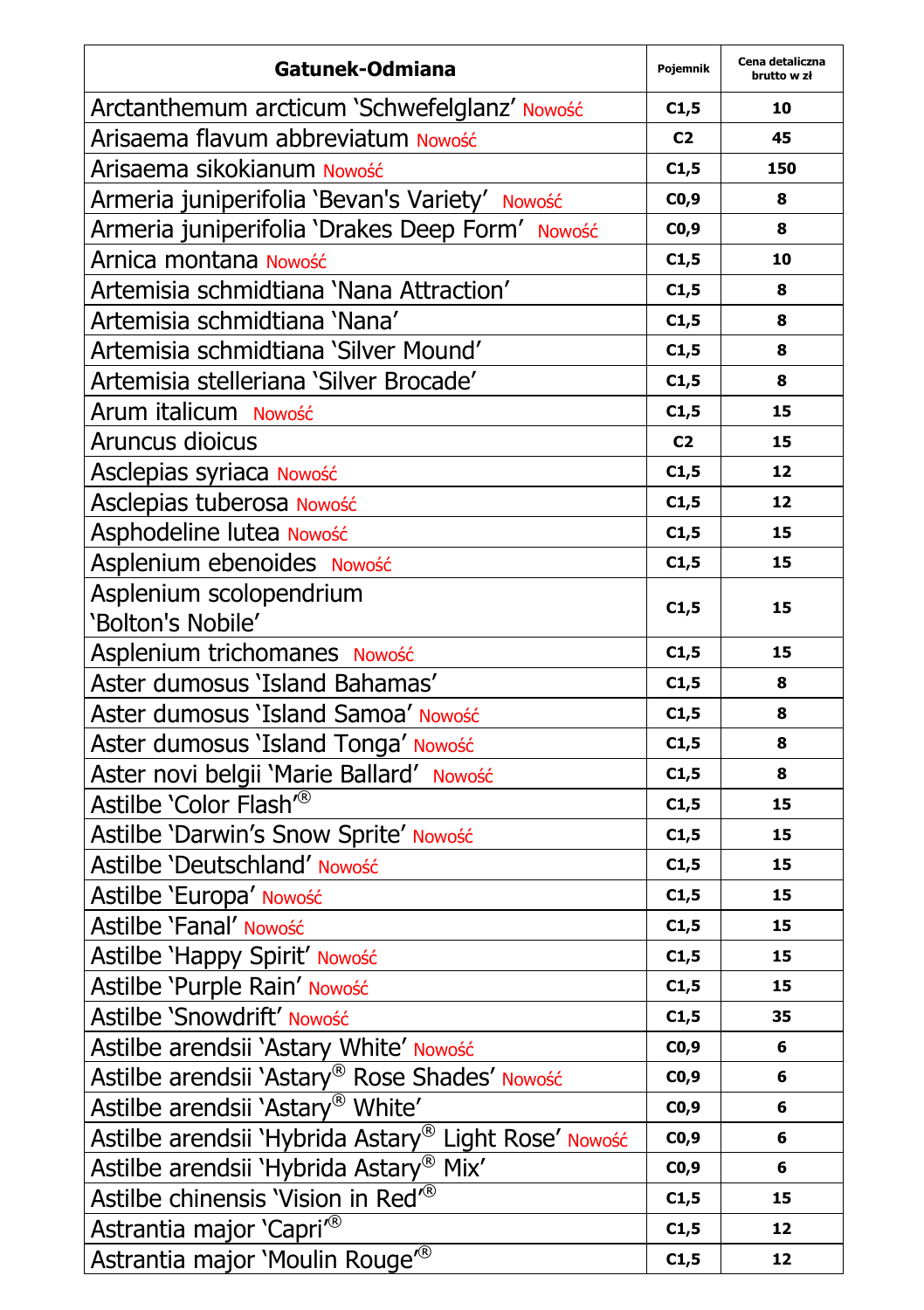| Gatunek-Odmiana | Pojemnik | Cena detaliczna brutto w zł |
|---|---|---|
| Arctanthemum arcticum ‘Schwefelglanz’ Nowość | C1,5 | 10 |
| Arisaema flavum abbreviatum Nowość | C2 | 45 |
| Arisaema sikokianum Nowość | C1,5 | 150 |
| Armeria juniperifolia ‘Bevan's Variety’ Nowość | C0,9 | 8 |
| Armeria juniperifolia ‘Drakes Deep Form’ Nowość | C0,9 | 8 |
| Arnica montana Nowość | C1,5 | 10 |
| Artemisia schmidtiana ‘Nana Attraction’ | C1,5 | 8 |
| Artemisia schmidtiana ‘Nana’ | C1,5 | 8 |
| Artemisia schmidtiana ‘Silver Mound’ | C1,5 | 8 |
| Artemisia stelleriana ‘Silver Brocade’ | C1,5 | 8 |
| Arum italicum Nowość | C1,5 | 15 |
| Aruncus dioicus | C2 | 15 |
| Asclepias syriaca Nowość | C1,5 | 12 |
| Asclepias tuberosa Nowość | C1,5 | 12 |
| Asphodeline lutea Nowość | C1,5 | 15 |
| Asplenium ebenoides Nowość | C1,5 | 15 |
| Asplenium scolopendrium ‘Bolton's Nobile’ | C1,5 | 15 |
| Asplenium trichomanes Nowość | C1,5 | 15 |
| Aster dumosus ‘Island Bahamas’ | C1,5 | 8 |
| Aster dumosus ‘Island Samoa’ Nowość | C1,5 | 8 |
| Aster dumosus ‘Island Tonga’ Nowość | C1,5 | 8 |
| Aster novi belgii ‘Marie Ballard’ Nowość | C1,5 | 8 |
| Astilbe ‘Color Flash’® | C1,5 | 15 |
| Astilbe ‘Darwin’s Snow Sprite’ Nowość | C1,5 | 15 |
| Astilbe ‘Deutschland’ Nowość | C1,5 | 15 |
| Astilbe ‘Europa’ Nowość | C1,5 | 15 |
| Astilbe ‘Fanal’ Nowość | C1,5 | 15 |
| Astilbe ‘Happy Spirit’ Nowość | C1,5 | 15 |
| Astilbe ‘Purple Rain’ Nowość | C1,5 | 15 |
| Astilbe ‘Snowdrift’ Nowość | C1,5 | 35 |
| Astilbe arendsii ‘Astary White’ Nowość | C0,9 | 6 |
| Astilbe arendsii ‘Astary® Rose Shades’ Nowość | C0,9 | 6 |
| Astilbe arendsii ‘Astary® White’ | C0,9 | 6 |
| Astilbe arendsii ‘Hybrida Astary® Light Rose’ Nowość | C0,9 | 6 |
| Astilbe arendsii ‘Hybrida Astary® Mix’ | C0,9 | 6 |
| Astilbe chinensis ‘Vision in Red’® | C1,5 | 15 |
| Astrantia major ‘Capri’® | C1,5 | 12 |
| Astrantia major ‘Moulin Rouge’® | C1,5 | 12 |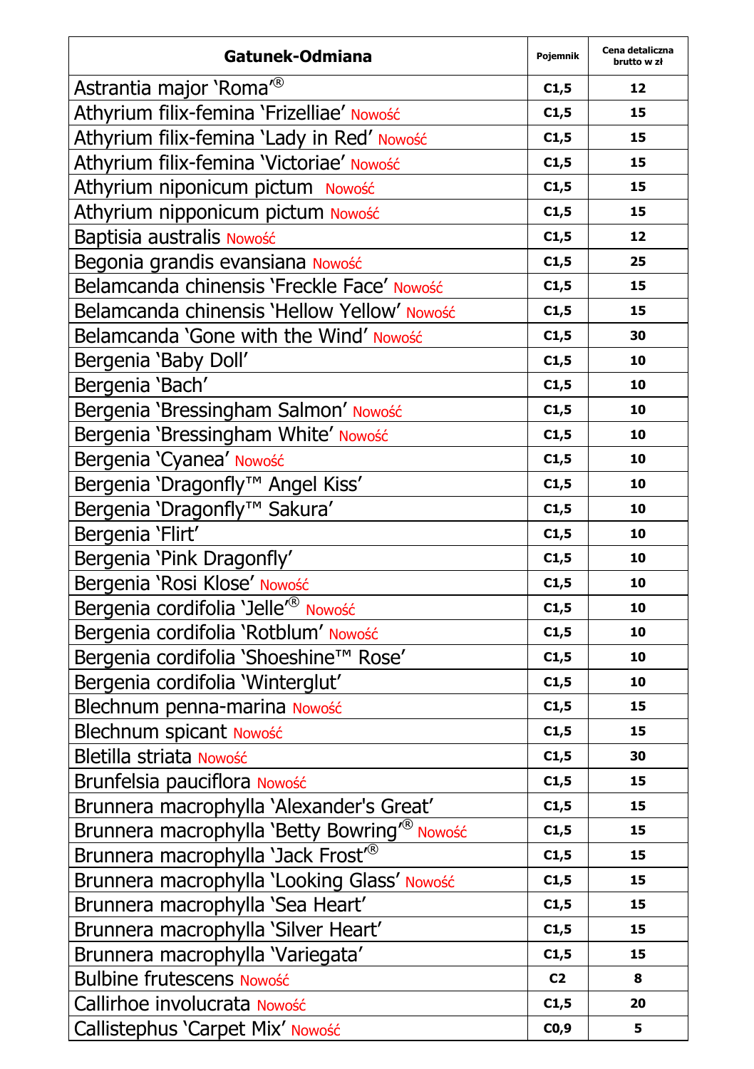| Gatunek-Odmiana | Pojemnik | Cena detaliczna brutto w zł |
|---|---|---|
| Astrantia major 'Roma'® | C1,5 | 12 |
| Athyrium filix-femina 'Frizelliae' Nowość | C1,5 | 15 |
| Athyrium filix-femina 'Lady in Red' Nowość | C1,5 | 15 |
| Athyrium filix-femina 'Victoriae' Nowość | C1,5 | 15 |
| Athyrium niponicum pictum Nowość | C1,5 | 15 |
| Athyrium nipponicum pictum Nowość | C1,5 | 15 |
| Baptisia australis Nowość | C1,5 | 12 |
| Begonia grandis evansiana Nowość | C1,5 | 25 |
| Belamcanda chinensis 'Freckle Face' Nowość | C1,5 | 15 |
| Belamcanda chinensis 'Hellow Yellow' Nowość | C1,5 | 15 |
| Belamcanda 'Gone with the Wind' Nowość | C1,5 | 30 |
| Bergenia 'Baby Doll' | C1,5 | 10 |
| Bergenia 'Bach' | C1,5 | 10 |
| Bergenia 'Bressingham Salmon' Nowość | C1,5 | 10 |
| Bergenia 'Bressingham White' Nowość | C1,5 | 10 |
| Bergenia 'Cyanea' Nowość | C1,5 | 10 |
| Bergenia 'Dragonfly™ Angel Kiss' | C1,5 | 10 |
| Bergenia 'Dragonfly™ Sakura' | C1,5 | 10 |
| Bergenia 'Flirt' | C1,5 | 10 |
| Bergenia 'Pink Dragonfly' | C1,5 | 10 |
| Bergenia 'Rosi Klose' Nowość | C1,5 | 10 |
| Bergenia cordifolia 'Jelle'® Nowość | C1,5 | 10 |
| Bergenia cordifolia 'Rotblum' Nowość | C1,5 | 10 |
| Bergenia cordifolia 'Shoeshine™ Rose' | C1,5 | 10 |
| Bergenia cordifolia 'Winterglut' | C1,5 | 10 |
| Blechnum penna-marina Nowość | C1,5 | 15 |
| Blechnum spicant Nowość | C1,5 | 15 |
| Bletilla striata Nowość | C1,5 | 30 |
| Brunfelsia pauciflora Nowość | C1,5 | 15 |
| Brunnera macrophylla 'Alexander's Great' | C1,5 | 15 |
| Brunnera macrophylla 'Betty Bowring'® Nowość | C1,5 | 15 |
| Brunnera macrophylla 'Jack Frost'® | C1,5 | 15 |
| Brunnera macrophylla 'Looking Glass' Nowość | C1,5 | 15 |
| Brunnera macrophylla 'Sea Heart' | C1,5 | 15 |
| Brunnera macrophylla 'Silver Heart' | C1,5 | 15 |
| Brunnera macrophylla 'Variegata' | C1,5 | 15 |
| Bulbine frutescens Nowość | C2 | 8 |
| Callirhoe involucrata Nowość | C1,5 | 20 |
| Callistephus 'Carpet Mix' Nowość | C0,9 | 5 |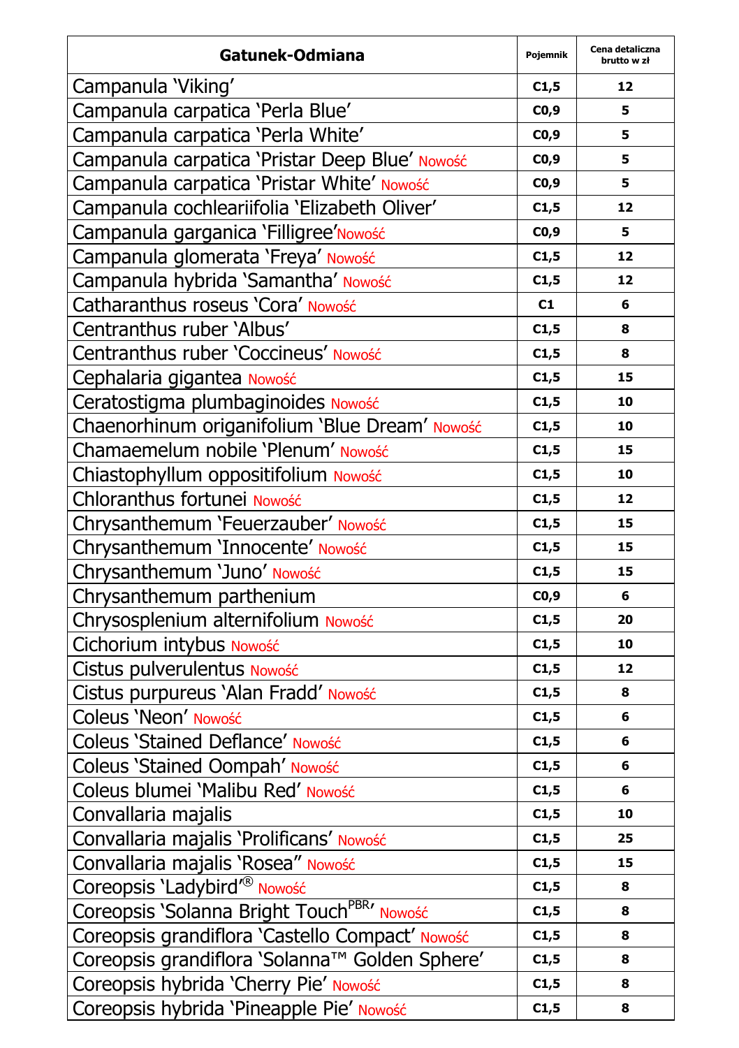| Gatunek-Odmiana | Pojemnik | Cena detaliczna brutto w zł |
|---|---|---|
| Campanula 'Viking' | C1,5 | 12 |
| Campanula carpatica 'Perla Blue' | C0,9 | 5 |
| Campanula carpatica 'Perla White' | C0,9 | 5 |
| Campanula carpatica 'Pristar Deep Blue' Nowość | C0,9 | 5 |
| Campanula carpatica 'Pristar White' Nowość | C0,9 | 5 |
| Campanula cochleariifolia 'Elizabeth Oliver' | C1,5 | 12 |
| Campanula garganica 'Filligree'Nowość | C0,9 | 5 |
| Campanula glomerata 'Freya' Nowość | C1,5 | 12 |
| Campanula hybrida 'Samantha' Nowość | C1,5 | 12 |
| Catharanthus roseus 'Cora' Nowość | C1 | 6 |
| Centranthus ruber 'Albus' | C1,5 | 8 |
| Centranthus ruber 'Coccineus' Nowość | C1,5 | 8 |
| Cephalaria gigantea Nowość | C1,5 | 15 |
| Ceratostigma plumbaginoides Nowość | C1,5 | 10 |
| Chaenorhinum origanifolium 'Blue Dream' Nowość | C1,5 | 10 |
| Chamaemelum nobile 'Plenum' Nowość | C1,5 | 15 |
| Chiastophyllum oppositifolium Nowość | C1,5 | 10 |
| Chloranthus fortunei Nowość | C1,5 | 12 |
| Chrysanthemum 'Feuerzauber' Nowość | C1,5 | 15 |
| Chrysanthemum 'Innocente' Nowość | C1,5 | 15 |
| Chrysanthemum 'Juno' Nowość | C1,5 | 15 |
| Chrysanthemum parthenium | C0,9 | 6 |
| Chrysosplenium alternifolium Nowość | C1,5 | 20 |
| Cichorium intybus Nowość | C1,5 | 10 |
| Cistus pulverulentus Nowość | C1,5 | 12 |
| Cistus purpureus 'Alan Fradd' Nowość | C1,5 | 8 |
| Coleus 'Neon' Nowość | C1,5 | 6 |
| Coleus 'Stained Deflance' Nowość | C1,5 | 6 |
| Coleus 'Stained Oompah' Nowość | C1,5 | 6 |
| Coleus blumei 'Malibu Red' Nowość | C1,5 | 6 |
| Convallaria majalis | C1,5 | 10 |
| Convallaria majalis 'Prolificans' Nowość | C1,5 | 25 |
| Convallaria majalis 'Rosea'' Nowość | C1,5 | 15 |
| Coreopsis 'Ladybird'® Nowość | C1,5 | 8 |
| Coreopsis 'Solanna Bright Touch PBR' Nowość | C1,5 | 8 |
| Coreopsis grandiflora 'Castello Compact' Nowość | C1,5 | 8 |
| Coreopsis grandiflora 'Solanna™ Golden Sphere' | C1,5 | 8 |
| Coreopsis hybrida 'Cherry Pie' Nowość | C1,5 | 8 |
| Coreopsis hybrida 'Pineapple Pie' Nowość | C1,5 | 8 |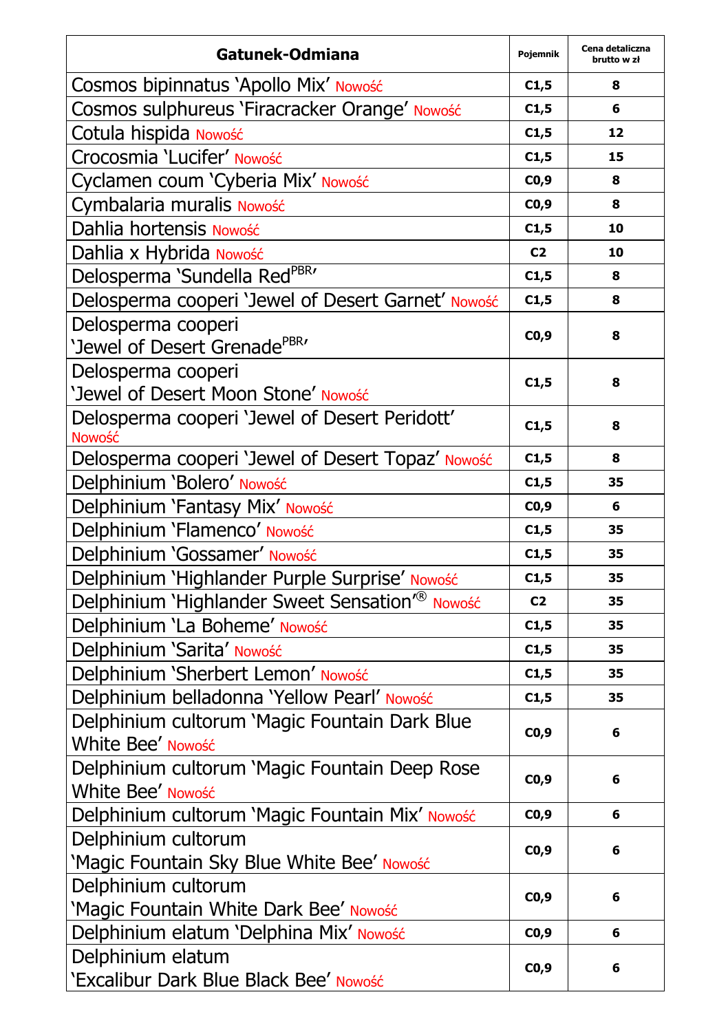| Gatunek-Odmiana | Pojemnik | Cena detaliczna brutto w zł |
|---|---|---|
| Cosmos bipinnatus 'Apollo Mix' Nowość | C1,5 | 8 |
| Cosmos sulphureus 'Firacracker Orange' Nowość | C1,5 | 6 |
| Cotula hispida Nowość | C1,5 | 12 |
| Crocosmia 'Lucifer' Nowość | C1,5 | 15 |
| Cyclamen coum 'Cyberia Mix' Nowość | C0,9 | 8 |
| Cymbalaria muralis Nowość | C0,9 | 8 |
| Dahlia hortensis Nowość | C1,5 | 10 |
| Dahlia x Hybrida Nowość | C2 | 10 |
| Delosperma 'Sundella Red[PBR]' | C1,5 | 8 |
| Delosperma cooperi 'Jewel of Desert Garnet' Nowość | C1,5 | 8 |
| Delosperma cooperi 'Jewel of Desert Grenade[PBR]' | C0,9 | 8 |
| Delosperma cooperi 'Jewel of Desert Moon Stone' Nowość | C1,5 | 8 |
| Delosperma cooperi 'Jewel of Desert Peridott' Nowość | C1,5 | 8 |
| Delosperma cooperi 'Jewel of Desert Topaz' Nowość | C1,5 | 8 |
| Delphinium 'Bolero' Nowość | C1,5 | 35 |
| Delphinium 'Fantasy Mix' Nowość | C0,9 | 6 |
| Delphinium 'Flamenco' Nowość | C1,5 | 35 |
| Delphinium 'Gossamer' Nowość | C1,5 | 35 |
| Delphinium 'Highlander Purple Surprise' Nowość | C1,5 | 35 |
| Delphinium 'Highlander Sweet Sensation'® Nowość | C2 | 35 |
| Delphinium 'La Boheme' Nowość | C1,5 | 35 |
| Delphinium 'Sarita' Nowość | C1,5 | 35 |
| Delphinium 'Sherbert Lemon' Nowość | C1,5 | 35 |
| Delphinium belladonna 'Yellow Pearl' Nowość | C1,5 | 35 |
| Delphinium cultorum 'Magic Fountain Dark Blue White Bee' Nowość | C0,9 | 6 |
| Delphinium cultorum 'Magic Fountain Deep Rose White Bee' Nowość | C0,9 | 6 |
| Delphinium cultorum 'Magic Fountain Mix' Nowość | C0,9 | 6 |
| Delphinium cultorum 'Magic Fountain Sky Blue White Bee' Nowość | C0,9 | 6 |
| Delphinium cultorum 'Magic Fountain White Dark Bee' Nowość | C0,9 | 6 |
| Delphinium elatum 'Delphina Mix' Nowość | C0,9 | 6 |
| Delphinium elatum 'Excalibur Dark Blue Black Bee' Nowość | C0,9 | 6 |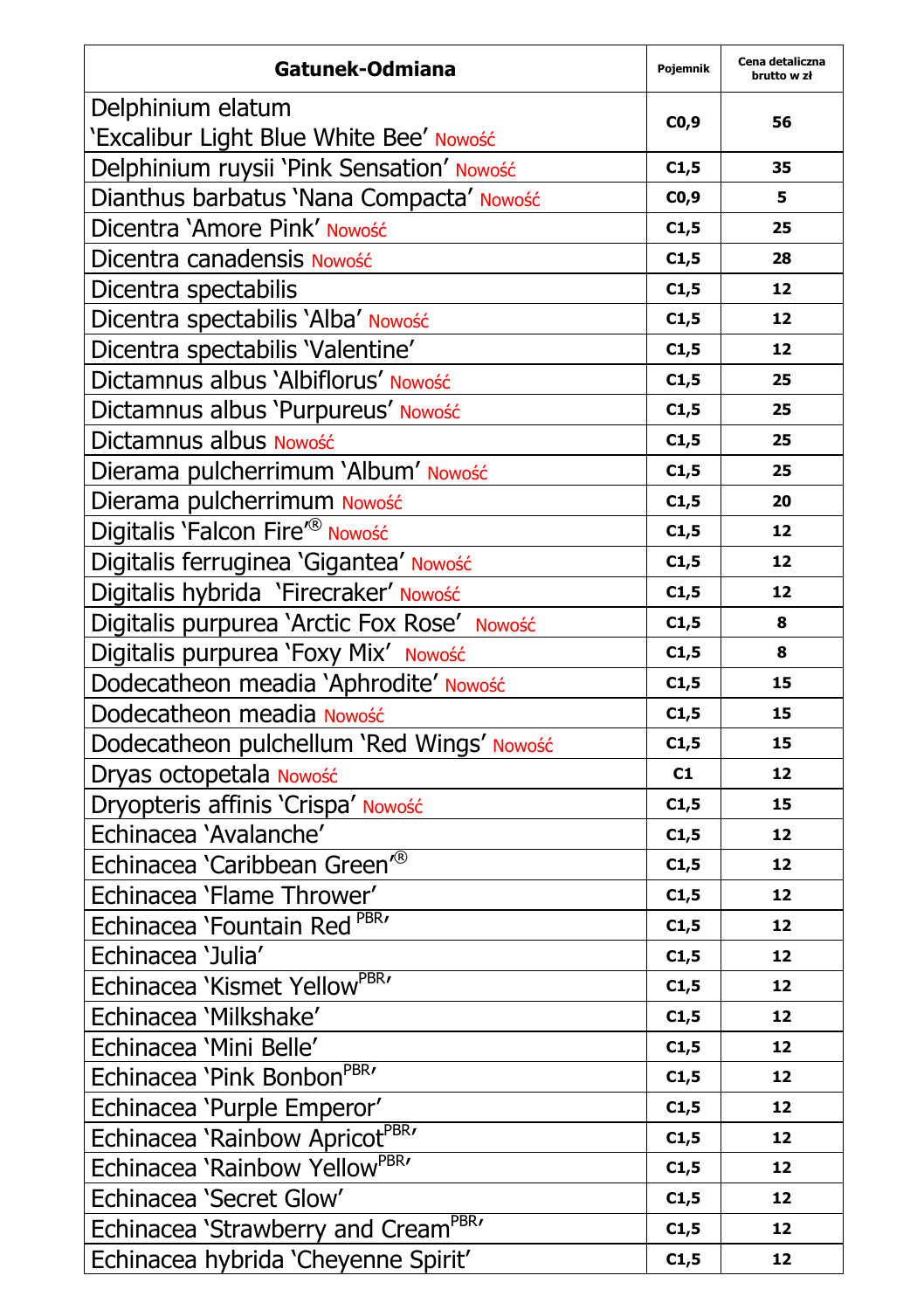| Gatunek-Odmiana | Pojemnik | Cena detaliczna brutto w zł |
|---|---|---|
| Delphinium elatum 'Excalibur Light Blue White Bee' Nowość | C0,9 | 56 |
| Delphinium ruysii 'Pink Sensation' Nowość | C1,5 | 35 |
| Dianthus barbatus 'Nana Compacta' Nowość | C0,9 | 5 |
| Dicentra 'Amore Pink' Nowość | C1,5 | 25 |
| Dicentra canadensis Nowość | C1,5 | 28 |
| Dicentra spectabilis | C1,5 | 12 |
| Dicentra spectabilis 'Alba' Nowość | C1,5 | 12 |
| Dicentra spectabilis 'Valentine' | C1,5 | 12 |
| Dictamnus albus 'Albiflorus' Nowość | C1,5 | 25 |
| Dictamnus albus 'Purpureus' Nowość | C1,5 | 25 |
| Dictamnus albus Nowość | C1,5 | 25 |
| Dierama pulcherrimum 'Album' Nowość | C1,5 | 25 |
| Dierama pulcherrimum Nowość | C1,5 | 20 |
| Digitalis 'Falcon Fire'® Nowość | C1,5 | 12 |
| Digitalis ferruginea 'Gigantea' Nowość | C1,5 | 12 |
| Digitalis hybrida 'Firecraker' Nowość | C1,5 | 12 |
| Digitalis purpurea 'Arctic Fox Rose' Nowość | C1,5 | 8 |
| Digitalis purpurea 'Foxy Mix' Nowość | C1,5 | 8 |
| Dodecatheon meadia 'Aphrodite' Nowość | C1,5 | 15 |
| Dodecatheon meadia Nowość | C1,5 | 15 |
| Dodecatheon pulchellum 'Red Wings' Nowość | C1,5 | 15 |
| Dryas octopetala Nowość | C1 | 12 |
| Dryopteris affinis 'Crispa' Nowość | C1,5 | 15 |
| Echinacea 'Avalanche' | C1,5 | 12 |
| Echinacea 'Caribbean Green'® | C1,5 | 12 |
| Echinacea 'Flame Thrower' | C1,5 | 12 |
| Echinacea 'Fountain Red PBR' | C1,5 | 12 |
| Echinacea 'Julia' | C1,5 | 12 |
| Echinacea 'Kismet Yellow PBR' | C1,5 | 12 |
| Echinacea 'Milkshake' | C1,5 | 12 |
| Echinacea 'Mini Belle' | C1,5 | 12 |
| Echinacea 'Pink Bonbon PBR' | C1,5 | 12 |
| Echinacea 'Purple Emperor' | C1,5 | 12 |
| Echinacea 'Rainbow Apricot PBR' | C1,5 | 12 |
| Echinacea 'Rainbow Yellow PBR' | C1,5 | 12 |
| Echinacea 'Secret Glow' | C1,5 | 12 |
| Echinacea 'Strawberry and Cream PBR' | C1,5 | 12 |
| Echinacea hybrida 'Cheyenne Spirit' | C1,5 | 12 |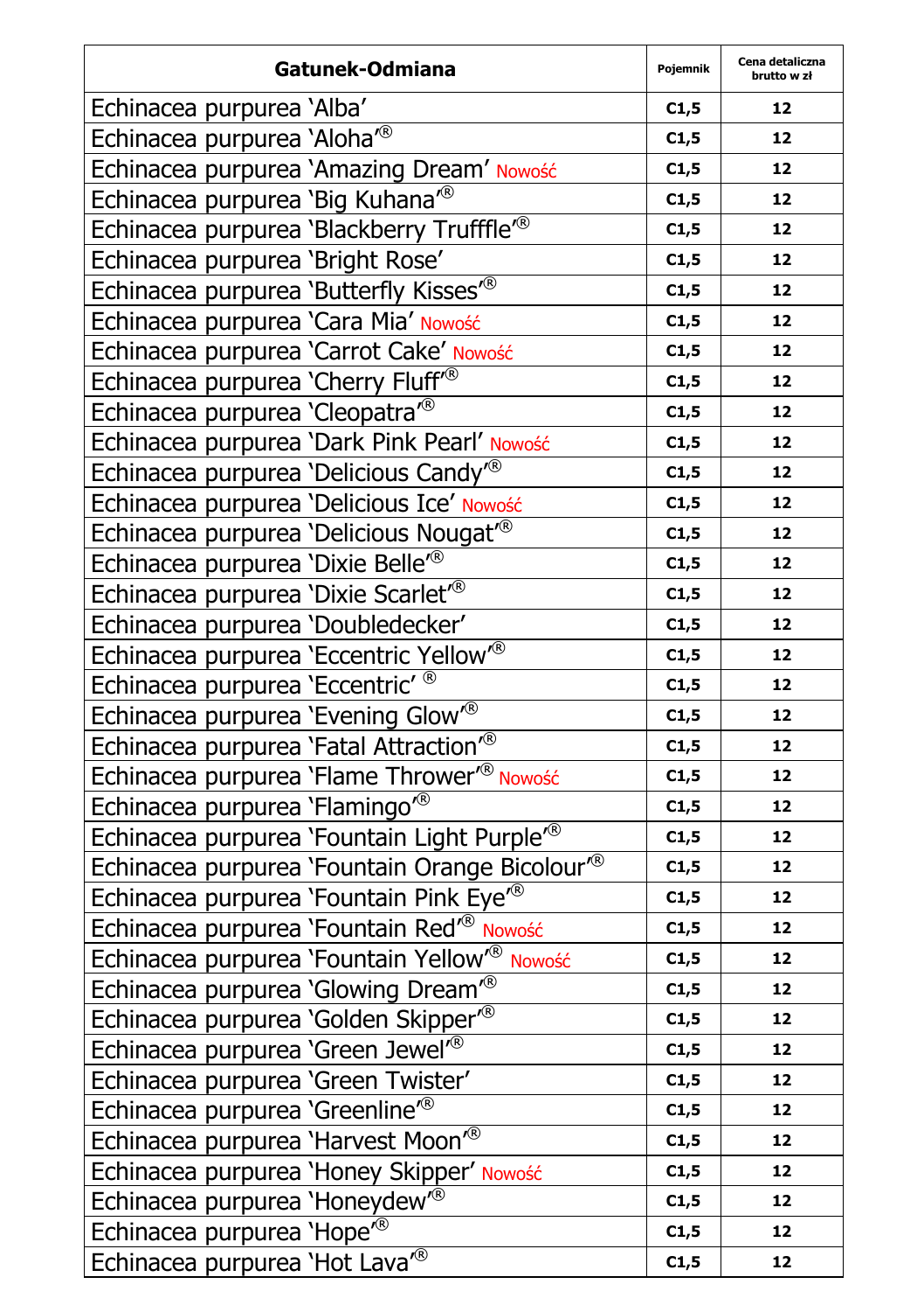| Gatunek-Odmiana | Pojemnik | Cena detaliczna brutto w zł |
|---|---|---|
| Echinacea purpurea 'Alba' | C1,5 | 12 |
| Echinacea purpurea 'Aloha'® | C1,5 | 12 |
| Echinacea purpurea 'Amazing Dream' Nowość | C1,5 | 12 |
| Echinacea purpurea 'Big Kuhana'® | C1,5 | 12 |
| Echinacea purpurea 'Blackberry Truffle'® | C1,5 | 12 |
| Echinacea purpurea 'Bright Rose' | C1,5 | 12 |
| Echinacea purpurea 'Butterfly Kisses'® | C1,5 | 12 |
| Echinacea purpurea 'Cara Mia' Nowość | C1,5 | 12 |
| Echinacea purpurea 'Carrot Cake' Nowość | C1,5 | 12 |
| Echinacea purpurea 'Cherry Fluff'® | C1,5 | 12 |
| Echinacea purpurea 'Cleopatra'® | C1,5 | 12 |
| Echinacea purpurea 'Dark Pink Pearl' Nowość | C1,5 | 12 |
| Echinacea purpurea 'Delicious Candy'® | C1,5 | 12 |
| Echinacea purpurea 'Delicious Ice' Nowość | C1,5 | 12 |
| Echinacea purpurea 'Delicious Nougat'® | C1,5 | 12 |
| Echinacea purpurea 'Dixie Belle'® | C1,5 | 12 |
| Echinacea purpurea 'Dixie Scarlet'® | C1,5 | 12 |
| Echinacea purpurea 'Doubledecker' | C1,5 | 12 |
| Echinacea purpurea 'Eccentric Yellow'® | C1,5 | 12 |
| Echinacea purpurea 'Eccentric' ® | C1,5 | 12 |
| Echinacea purpurea 'Evening Glow'® | C1,5 | 12 |
| Echinacea purpurea 'Fatal Attraction'® | C1,5 | 12 |
| Echinacea purpurea 'Flame Thrower'® Nowość | C1,5 | 12 |
| Echinacea purpurea 'Flamingo'® | C1,5 | 12 |
| Echinacea purpurea 'Fountain Light Purple'® | C1,5 | 12 |
| Echinacea purpurea 'Fountain Orange Bicolour'® | C1,5 | 12 |
| Echinacea purpurea 'Fountain Pink Eye'® | C1,5 | 12 |
| Echinacea purpurea 'Fountain Red'® Nowość | C1,5 | 12 |
| Echinacea purpurea 'Fountain Yellow'® Nowość | C1,5 | 12 |
| Echinacea purpurea 'Glowing Dream'® | C1,5 | 12 |
| Echinacea purpurea 'Golden Skipper'® | C1,5 | 12 |
| Echinacea purpurea 'Green Jewel'® | C1,5 | 12 |
| Echinacea purpurea 'Green Twister' | C1,5 | 12 |
| Echinacea purpurea 'Greenline'® | C1,5 | 12 |
| Echinacea purpurea 'Harvest Moon'® | C1,5 | 12 |
| Echinacea purpurea 'Honey Skipper' Nowość | C1,5 | 12 |
| Echinacea purpurea 'Honeydew'® | C1,5 | 12 |
| Echinacea purpurea 'Hope'® | C1,5 | 12 |
| Echinacea purpurea 'Hot Lava'® | C1,5 | 12 |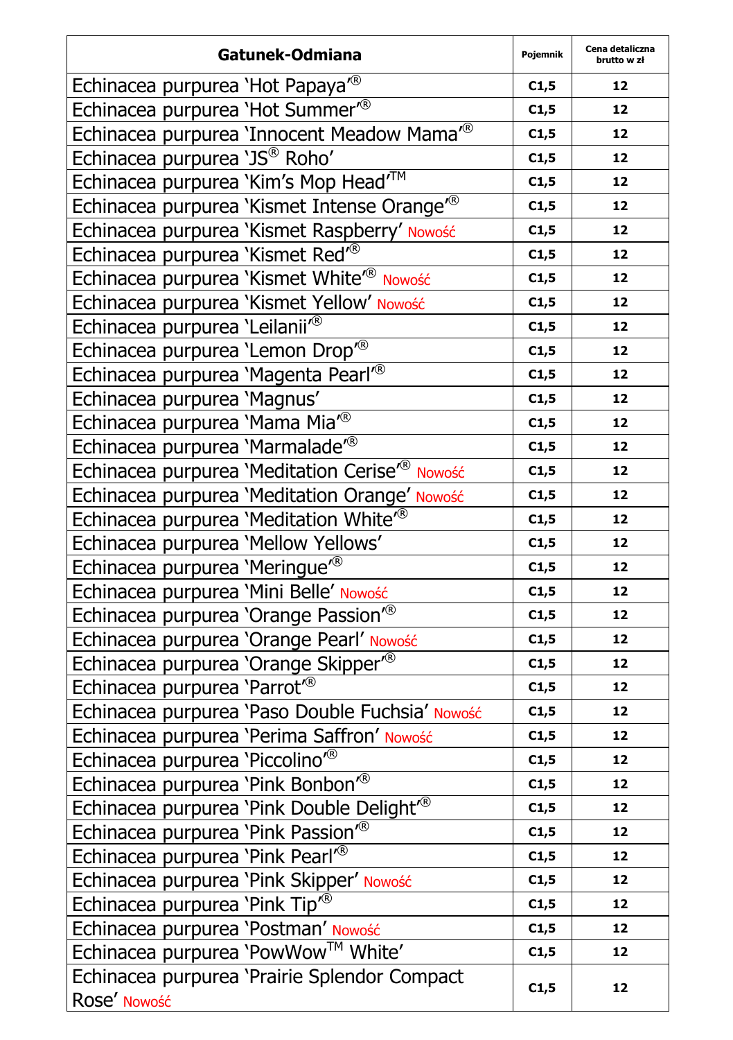| Gatunek-Odmiana | Pojemnik | Cena detaliczna brutto w zł |
|---|---|---|
| Echinacea purpurea 'Hot Papaya'® | C1,5 | 12 |
| Echinacea purpurea 'Hot Summer'® | C1,5 | 12 |
| Echinacea purpurea 'Innocent Meadow Mama'® | C1,5 | 12 |
| Echinacea purpurea 'JS® Roho' | C1,5 | 12 |
| Echinacea purpurea 'Kim's Mop Head'TM | C1,5 | 12 |
| Echinacea purpurea 'Kismet Intense Orange'® | C1,5 | 12 |
| Echinacea purpurea 'Kismet Raspberry' Nowość | C1,5 | 12 |
| Echinacea purpurea 'Kismet Red'® | C1,5 | 12 |
| Echinacea purpurea 'Kismet White'® Nowość | C1,5 | 12 |
| Echinacea purpurea 'Kismet Yellow' Nowość | C1,5 | 12 |
| Echinacea purpurea 'Leilanii'® | C1,5 | 12 |
| Echinacea purpurea 'Lemon Drop'® | C1,5 | 12 |
| Echinacea purpurea 'Magenta Pearl'® | C1,5 | 12 |
| Echinacea purpurea 'Magnus' | C1,5 | 12 |
| Echinacea purpurea 'Mama Mia'® | C1,5 | 12 |
| Echinacea purpurea 'Marmalade'® | C1,5 | 12 |
| Echinacea purpurea 'Meditation Cerise'® Nowość | C1,5 | 12 |
| Echinacea purpurea 'Meditation Orange' Nowość | C1,5 | 12 |
| Echinacea purpurea 'Meditation White'® | C1,5 | 12 |
| Echinacea purpurea 'Mellow Yellows' | C1,5 | 12 |
| Echinacea purpurea 'Meringue'® | C1,5 | 12 |
| Echinacea purpurea 'Mini Belle' Nowość | C1,5 | 12 |
| Echinacea purpurea 'Orange Passion'® | C1,5 | 12 |
| Echinacea purpurea 'Orange Pearl' Nowość | C1,5 | 12 |
| Echinacea purpurea 'Orange Skipper'® | C1,5 | 12 |
| Echinacea purpurea 'Parrot'® | C1,5 | 12 |
| Echinacea purpurea 'Paso Double Fuchsia' Nowość | C1,5 | 12 |
| Echinacea purpurea 'Perima Saffron' Nowość | C1,5 | 12 |
| Echinacea purpurea 'Piccolino'® | C1,5 | 12 |
| Echinacea purpurea 'Pink Bonbon'® | C1,5 | 12 |
| Echinacea purpurea 'Pink Double Delight'® | C1,5 | 12 |
| Echinacea purpurea 'Pink Passion'® | C1,5 | 12 |
| Echinacea purpurea 'Pink Pearl'® | C1,5 | 12 |
| Echinacea purpurea 'Pink Skipper' Nowość | C1,5 | 12 |
| Echinacea purpurea 'Pink Tip'® | C1,5 | 12 |
| Echinacea purpurea 'Postman' Nowość | C1,5 | 12 |
| Echinacea purpurea 'PowWowTM White' | C1,5 | 12 |
| Echinacea purpurea 'Prairie Splendor Compact Rose' Nowość | C1,5 | 12 |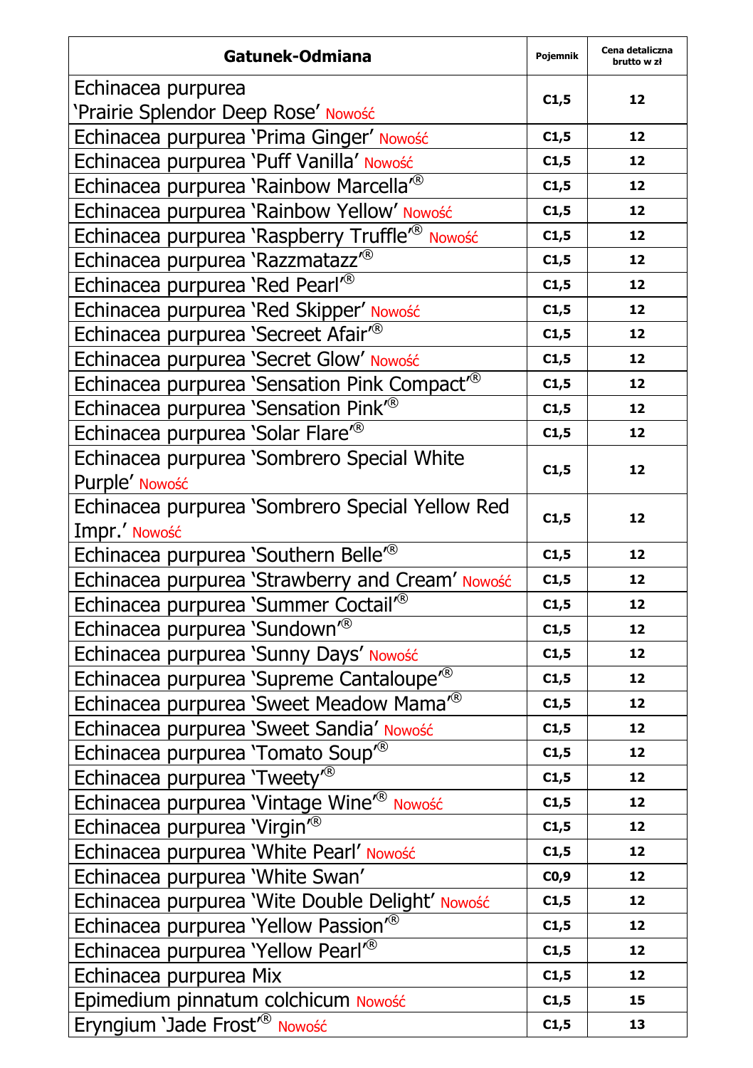| Gatunek-Odmiana | Pojemnik | Cena detaliczna brutto w zł |
|---|---|---|
| Echinacea purpurea 'Prairie Splendor Deep Rose' Nowość | C1,5 | 12 |
| Echinacea purpurea 'Prima Ginger' Nowość | C1,5 | 12 |
| Echinacea purpurea 'Puff Vanilla' Nowość | C1,5 | 12 |
| Echinacea purpurea 'Rainbow Marcella'® | C1,5 | 12 |
| Echinacea purpurea 'Rainbow Yellow' Nowość | C1,5 | 12 |
| Echinacea purpurea 'Raspberry Truffle'® Nowość | C1,5 | 12 |
| Echinacea purpurea 'Razzmatazz'® | C1,5 | 12 |
| Echinacea purpurea 'Red Pearl'® | C1,5 | 12 |
| Echinacea purpurea 'Red Skipper' Nowość | C1,5 | 12 |
| Echinacea purpurea 'Secreet Afair'® | C1,5 | 12 |
| Echinacea purpurea 'Secret Glow' Nowość | C1,5 | 12 |
| Echinacea purpurea 'Sensation Pink Compact'® | C1,5 | 12 |
| Echinacea purpurea 'Sensation Pink'® | C1,5 | 12 |
| Echinacea purpurea 'Solar Flare'® | C1,5 | 12 |
| Echinacea purpurea 'Sombrero Special White Purple' Nowość | C1,5 | 12 |
| Echinacea purpurea 'Sombrero Special Yellow Red Impr.' Nowość | C1,5 | 12 |
| Echinacea purpurea 'Southern Belle'® | C1,5 | 12 |
| Echinacea purpurea 'Strawberry and Cream' Nowość | C1,5 | 12 |
| Echinacea purpurea 'Summer Coctail'® | C1,5 | 12 |
| Echinacea purpurea 'Sundown'® | C1,5 | 12 |
| Echinacea purpurea 'Sunny Days' Nowość | C1,5 | 12 |
| Echinacea purpurea 'Supreme Cantaloupe'® | C1,5 | 12 |
| Echinacea purpurea 'Sweet Meadow Mama'® | C1,5 | 12 |
| Echinacea purpurea 'Sweet Sandia' Nowość | C1,5 | 12 |
| Echinacea purpurea 'Tomato Soup'® | C1,5 | 12 |
| Echinacea purpurea 'Tweety'® | C1,5 | 12 |
| Echinacea purpurea 'Vintage Wine'® Nowość | C1,5 | 12 |
| Echinacea purpurea 'Virgin'® | C1,5 | 12 |
| Echinacea purpurea 'White Pearl' Nowość | C1,5 | 12 |
| Echinacea purpurea 'White Swan' | C0,9 | 12 |
| Echinacea purpurea 'Wite Double Delight' Nowość | C1,5 | 12 |
| Echinacea purpurea 'Yellow Passion'® | C1,5 | 12 |
| Echinacea purpurea 'Yellow Pearl'® | C1,5 | 12 |
| Echinacea purpurea Mix | C1,5 | 12 |
| Epimedium pinnatum colchicum Nowość | C1,5 | 15 |
| Eryngium 'Jade Frost'® Nowość | C1,5 | 13 |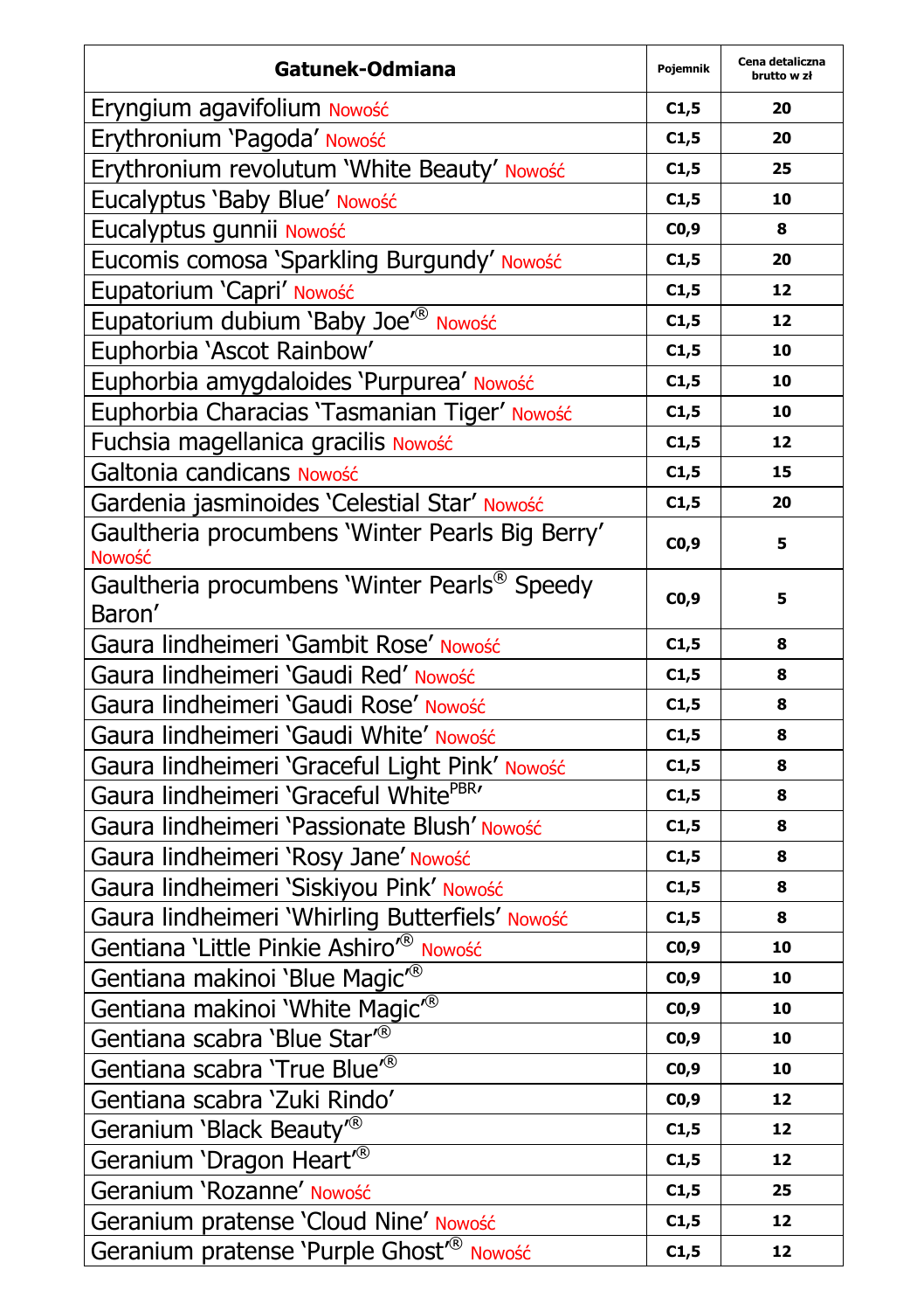| Gatunek-Odmiana | Pojemnik | Cena detaliczna brutto w zł |
|---|---|---|
| Eryngium agavifolium Nowość | C1,5 | 20 |
| Erythronium 'Pagoda' Nowość | C1,5 | 20 |
| Erythronium revolutum 'White Beauty' Nowość | C1,5 | 25 |
| Eucalyptus 'Baby Blue' Nowość | C1,5 | 10 |
| Eucalyptus gunnii Nowość | C0,9 | 8 |
| Eucomis comosa 'Sparkling Burgundy' Nowość | C1,5 | 20 |
| Eupatorium 'Capri' Nowość | C1,5 | 12 |
| Eupatorium dubium 'Baby Joe'® Nowość | C1,5 | 12 |
| Euphorbia 'Ascot Rainbow' | C1,5 | 10 |
| Euphorbia amygdaloides 'Purpurea' Nowość | C1,5 | 10 |
| Euphorbia Characias 'Tasmanian Tiger' Nowość | C1,5 | 10 |
| Fuchsia magellanica gracilis Nowość | C1,5 | 12 |
| Galtonia candicans Nowość | C1,5 | 15 |
| Gardenia jasminoides 'Celestial Star' Nowość | C1,5 | 20 |
| Gaultheria procumbens 'Winter Pearls Big Berry' Nowość | C0,9 | 5 |
| Gaultheria procumbens 'Winter Pearls® Speedy Baron' | C0,9 | 5 |
| Gaura lindheimeri 'Gambit Rose' Nowość | C1,5 | 8 |
| Gaura lindheimeri 'Gaudi Red' Nowość | C1,5 | 8 |
| Gaura lindheimeri 'Gaudi Rose' Nowość | C1,5 | 8 |
| Gaura lindheimeri 'Gaudi White' Nowość | C1,5 | 8 |
| Gaura lindheimeri 'Graceful Light Pink' Nowość | C1,5 | 8 |
| Gaura lindheimeri 'Graceful White[PBR]' | C1,5 | 8 |
| Gaura lindheimeri 'Passionate Blush' Nowość | C1,5 | 8 |
| Gaura lindheimeri 'Rosy Jane' Nowość | C1,5 | 8 |
| Gaura lindheimeri 'Siskiyou Pink' Nowość | C1,5 | 8 |
| Gaura lindheimeri 'Whirling Butterfiels' Nowość | C1,5 | 8 |
| Gentiana 'Little Pinkie Ashiro'® Nowość | C0,9 | 10 |
| Gentiana makinoi 'Blue Magic'® | C0,9 | 10 |
| Gentiana makinoi 'White Magic'® | C0,9 | 10 |
| Gentiana scabra 'Blue Star'® | C0,9 | 10 |
| Gentiana scabra 'True Blue'® | C0,9 | 10 |
| Gentiana scabra 'Zuki Rindo' | C0,9 | 12 |
| Geranium 'Black Beauty'® | C1,5 | 12 |
| Geranium 'Dragon Heart'® | C1,5 | 12 |
| Geranium 'Rozanne' Nowość | C1,5 | 25 |
| Geranium pratense 'Cloud Nine' Nowość | C1,5 | 12 |
| Geranium pratense 'Purple Ghost'® Nowość | C1,5 | 12 |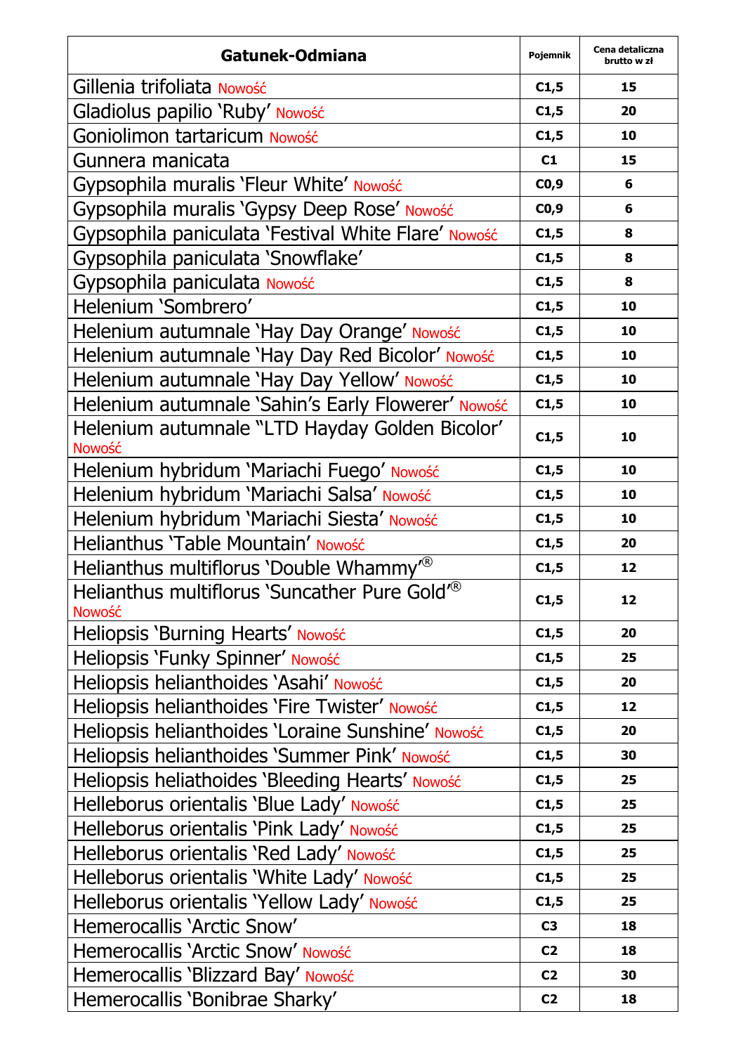| Gatunek-Odmiana | Pojemnik | Cena detaliczna brutto w zł |
|---|---|---|
| Gillenia trifoliata Nowość | C1,5 | 15 |
| Gladiolus papilio 'Ruby' Nowość | C1,5 | 20 |
| Goniolimon tartaricum Nowość | C1,5 | 10 |
| Gunnera manicata | C1 | 15 |
| Gypsophila muralis 'Fleur White' Nowość | C0,9 | 6 |
| Gypsophila muralis 'Gypsy Deep Rose' Nowość | C0,9 | 6 |
| Gypsophila paniculata 'Festival White Flare' Nowość | C1,5 | 8 |
| Gypsophila paniculata 'Snowflake' | C1,5 | 8 |
| Gypsophila paniculata Nowość | C1,5 | 8 |
| Helenium 'Sombrero' | C1,5 | 10 |
| Helenium autumnale 'Hay Day Orange' Nowość | C1,5 | 10 |
| Helenium autumnale 'Hay Day Red Bicolor' Nowość | C1,5 | 10 |
| Helenium autumnale 'Hay Day Yellow' Nowość | C1,5 | 10 |
| Helenium autumnale 'Sahin's Early Flowerer' Nowość | C1,5 | 10 |
| Helenium autumnale "LTD Hayday Golden Bicolor' Nowość | C1,5 | 10 |
| Helenium hybridum 'Mariachi Fuego' Nowość | C1,5 | 10 |
| Helenium hybridum 'Mariachi Salsa' Nowość | C1,5 | 10 |
| Helenium hybridum 'Mariachi Siesta' Nowość | C1,5 | 10 |
| Helianthus 'Table Mountain' Nowość | C1,5 | 20 |
| Helianthus multiflorus 'Double Whammy'® | C1,5 | 12 |
| Helianthus multiflorus 'Suncather Pure Gold'® Nowość | C1,5 | 12 |
| Heliopsis 'Burning Hearts' Nowość | C1,5 | 20 |
| Heliopsis 'Funky Spinner' Nowość | C1,5 | 25 |
| Heliopsis helianthoides 'Asahi' Nowość | C1,5 | 20 |
| Heliopsis helianthoides 'Fire Twister' Nowość | C1,5 | 12 |
| Heliopsis helianthoides 'Loraine Sunshine' Nowość | C1,5 | 20 |
| Heliopsis helianthoides 'Summer Pink' Nowość | C1,5 | 30 |
| Heliopsis heliathoides 'Bleeding Hearts' Nowość | C1,5 | 25 |
| Helleborus orientalis 'Blue Lady' Nowość | C1,5 | 25 |
| Helleborus orientalis 'Pink Lady' Nowość | C1,5 | 25 |
| Helleborus orientalis 'Red Lady' Nowość | C1,5 | 25 |
| Helleborus orientalis 'White Lady' Nowość | C1,5 | 25 |
| Helleborus orientalis 'Yellow Lady' Nowość | C1,5 | 25 |
| Hemerocallis 'Arctic Snow' | C3 | 18 |
| Hemerocallis 'Arctic Snow' Nowość | C2 | 18 |
| Hemerocallis 'Blizzard Bay' Nowość | C2 | 30 |
| Hemerocallis 'Bonibrae Sharky' | C2 | 18 |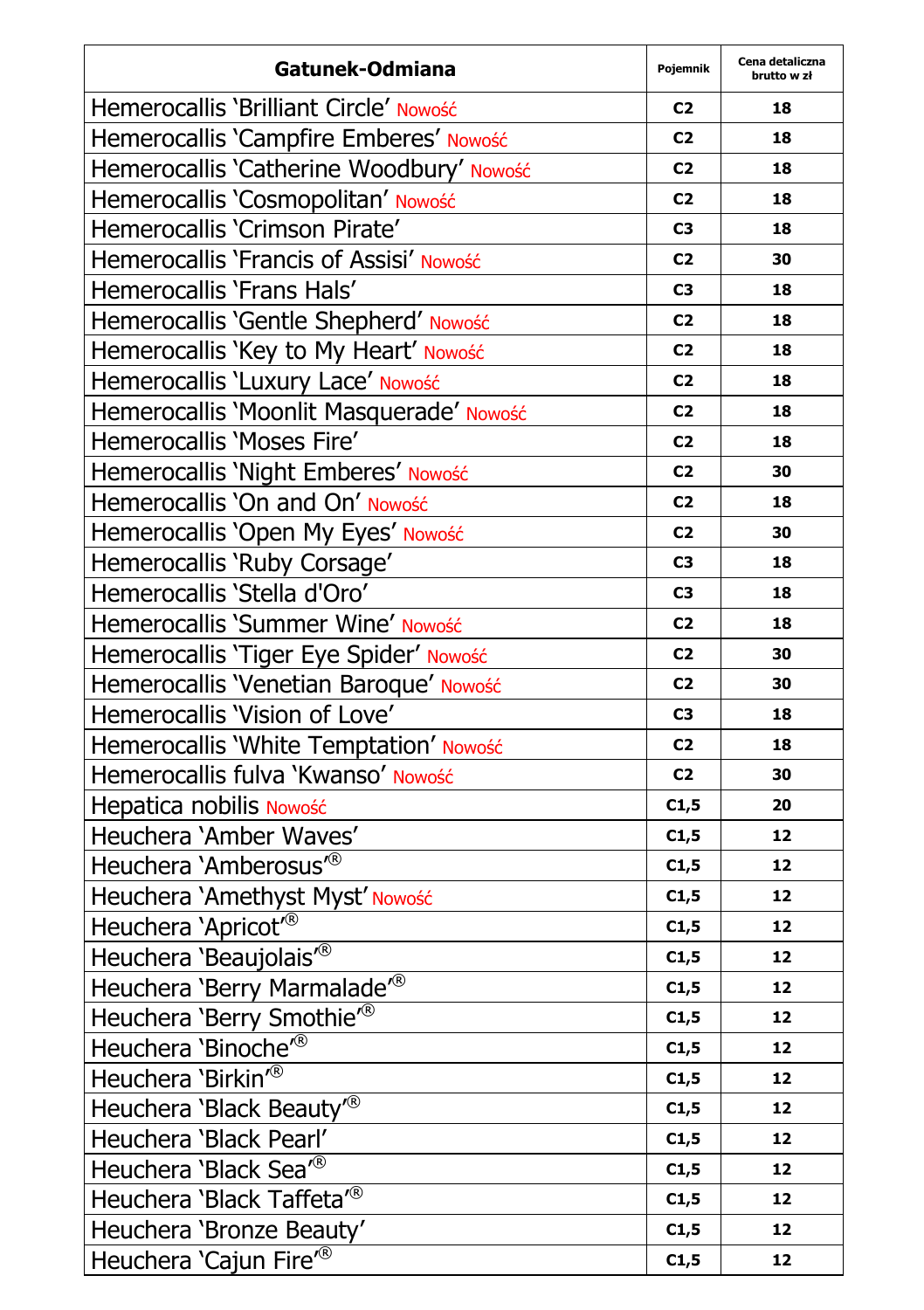| Gatunek-Odmiana | Pojemnik | Cena detaliczna brutto w zł |
|---|---|---|
| Hemerocallis 'Brilliant Circle' Nowość | C2 | 18 |
| Hemerocallis 'Campfire Emberes' Nowość | C2 | 18 |
| Hemerocallis 'Catherine Woodbury' Nowość | C2 | 18 |
| Hemerocallis 'Cosmopolitan' Nowość | C2 | 18 |
| Hemerocallis 'Crimson Pirate' | C3 | 18 |
| Hemerocallis 'Francis of Assisi' Nowość | C2 | 30 |
| Hemerocallis 'Frans Hals' | C3 | 18 |
| Hemerocallis 'Gentle Shepherd' Nowość | C2 | 18 |
| Hemerocallis 'Key to My Heart' Nowość | C2 | 18 |
| Hemerocallis 'Luxury Lace' Nowość | C2 | 18 |
| Hemerocallis 'Moonlit Masquerade' Nowość | C2 | 18 |
| Hemerocallis 'Moses Fire' | C2 | 18 |
| Hemerocallis 'Night Emberes' Nowość | C2 | 30 |
| Hemerocallis 'On and On' Nowość | C2 | 18 |
| Hemerocallis 'Open My Eyes' Nowość | C2 | 30 |
| Hemerocallis 'Ruby Corsage' | C3 | 18 |
| Hemerocallis 'Stella d'Oro' | C3 | 18 |
| Hemerocallis 'Summer Wine' Nowość | C2 | 18 |
| Hemerocallis 'Tiger Eye Spider' Nowość | C2 | 30 |
| Hemerocallis 'Venetian Baroque' Nowość | C2 | 30 |
| Hemerocallis 'Vision of Love' | C3 | 18 |
| Hemerocallis 'White Temptation' Nowość | C2 | 18 |
| Hemerocallis fulva 'Kwanso' Nowość | C2 | 30 |
| Hepatica nobilis Nowość | C1,5 | 20 |
| Heuchera 'Amber Waves' | C1,5 | 12 |
| Heuchera 'Amberosus'® | C1,5 | 12 |
| Heuchera 'Amethyst Myst' Nowość | C1,5 | 12 |
| Heuchera 'Apricot'® | C1,5 | 12 |
| Heuchera 'Beaujolais'® | C1,5 | 12 |
| Heuchera 'Berry Marmalade'® | C1,5 | 12 |
| Heuchera 'Berry Smothie'® | C1,5 | 12 |
| Heuchera 'Binoche'® | C1,5 | 12 |
| Heuchera 'Birkin'® | C1,5 | 12 |
| Heuchera 'Black Beauty'® | C1,5 | 12 |
| Heuchera 'Black Pearl' | C1,5 | 12 |
| Heuchera 'Black Sea'® | C1,5 | 12 |
| Heuchera 'Black Taffeta'® | C1,5 | 12 |
| Heuchera 'Bronze Beauty' | C1,5 | 12 |
| Heuchera 'Cajun Fire'® | C1,5 | 12 |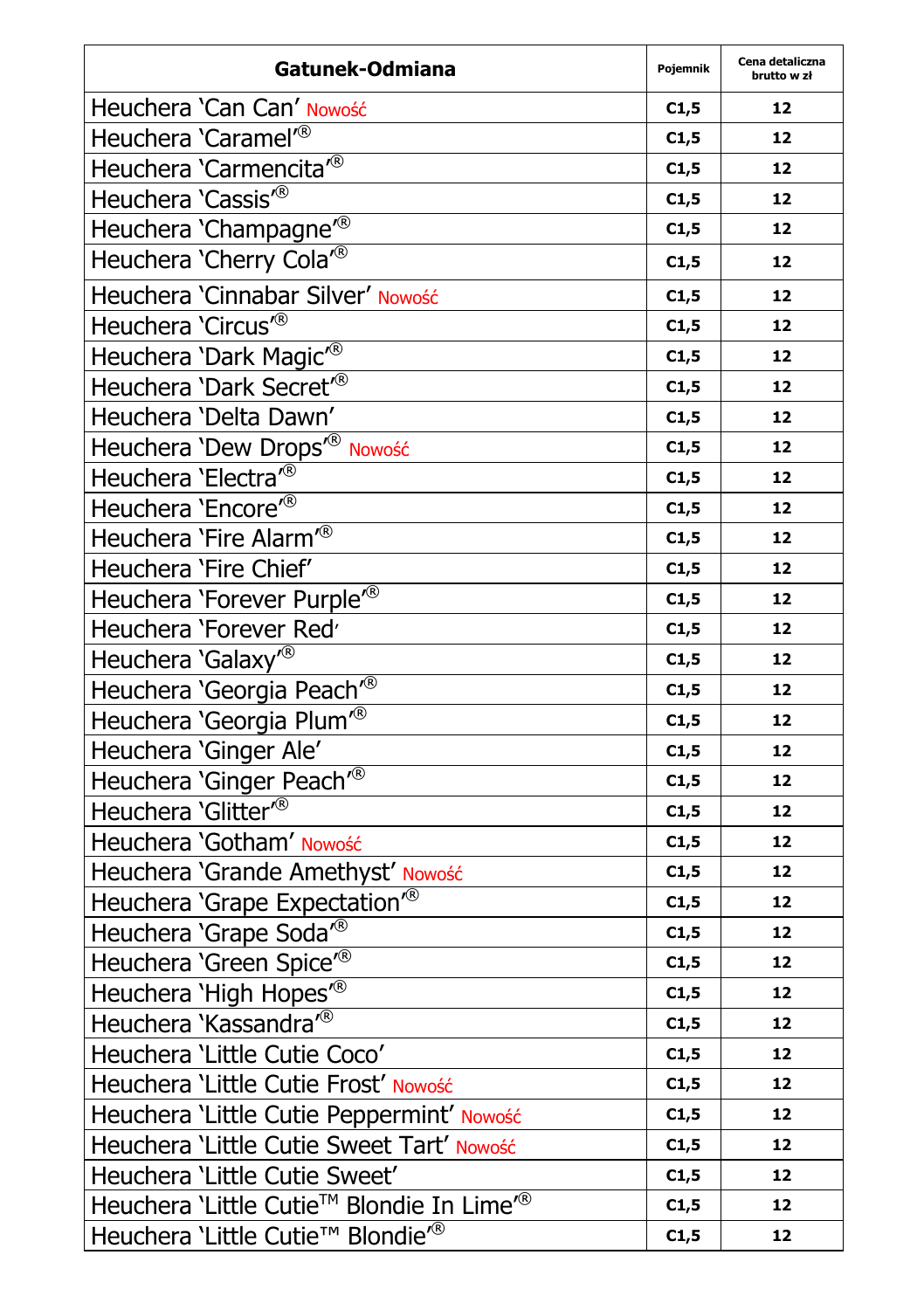| Gatunek-Odmiana | Pojemnik | Cena detaliczna brutto w zł |
|---|---|---|
| Heuchera 'Can Can' Nowość | C1,5 | 12 |
| Heuchera 'Caramel'® | C1,5 | 12 |
| Heuchera 'Carmencita'® | C1,5 | 12 |
| Heuchera 'Cassis'® | C1,5 | 12 |
| Heuchera 'Champagne'® | C1,5 | 12 |
| Heuchera 'Cherry Cola'® | C1,5 | 12 |
| Heuchera 'Cinnabar Silver' Nowość | C1,5 | 12 |
| Heuchera 'Circus'® | C1,5 | 12 |
| Heuchera 'Dark Magic'® | C1,5 | 12 |
| Heuchera 'Dark Secret'® | C1,5 | 12 |
| Heuchera 'Delta Dawn' | C1,5 | 12 |
| Heuchera 'Dew Drops'® Nowość | C1,5 | 12 |
| Heuchera 'Electra'® | C1,5 | 12 |
| Heuchera 'Encore'® | C1,5 | 12 |
| Heuchera 'Fire Alarm'® | C1,5 | 12 |
| Heuchera 'Fire Chief' | C1,5 | 12 |
| Heuchera 'Forever Purple'® | C1,5 | 12 |
| Heuchera 'Forever Red' | C1,5 | 12 |
| Heuchera 'Galaxy'® | C1,5 | 12 |
| Heuchera 'Georgia Peach'® | C1,5 | 12 |
| Heuchera 'Georgia Plum'® | C1,5 | 12 |
| Heuchera 'Ginger Ale' | C1,5 | 12 |
| Heuchera 'Ginger Peach'® | C1,5 | 12 |
| Heuchera 'Glitter'® | C1,5 | 12 |
| Heuchera 'Gotham' Nowość | C1,5 | 12 |
| Heuchera 'Grande Amethyst' Nowość | C1,5 | 12 |
| Heuchera 'Grape Expectation'® | C1,5 | 12 |
| Heuchera 'Grape Soda'® | C1,5 | 12 |
| Heuchera 'Green Spice'® | C1,5 | 12 |
| Heuchera 'High Hopes'® | C1,5 | 12 |
| Heuchera 'Kassandra'® | C1,5 | 12 |
| Heuchera 'Little Cutie Coco' | C1,5 | 12 |
| Heuchera 'Little Cutie Frost' Nowość | C1,5 | 12 |
| Heuchera 'Little Cutie Peppermint' Nowość | C1,5 | 12 |
| Heuchera 'Little Cutie Sweet Tart' Nowość | C1,5 | 12 |
| Heuchera 'Little Cutie Sweet' | C1,5 | 12 |
| Heuchera 'Little Cutie™ Blondie In Lime'® | C1,5 | 12 |
| Heuchera 'Little Cutie™ Blondie'® | C1,5 | 12 |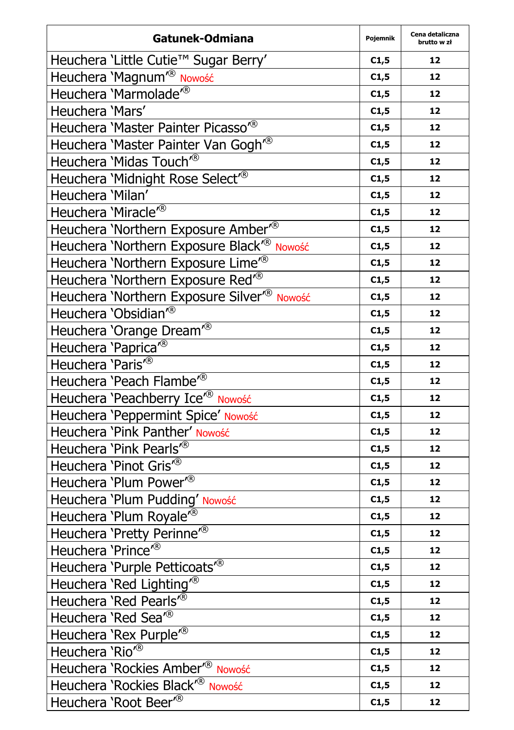| Gatunek-Odmiana | Pojemnik | Cena detaliczna brutto w zł |
|---|---|---|
| Heuchera 'Little Cutie™ Sugar Berry' | C1,5 | 12 |
| Heuchera 'Magnum'® Nowość | C1,5 | 12 |
| Heuchera 'Marmolade'® | C1,5 | 12 |
| Heuchera 'Mars' | C1,5 | 12 |
| Heuchera 'Master Painter Picasso'® | C1,5 | 12 |
| Heuchera 'Master Painter Van Gogh'® | C1,5 | 12 |
| Heuchera 'Midas Touch'® | C1,5 | 12 |
| Heuchera 'Midnight Rose Select'® | C1,5 | 12 |
| Heuchera 'Milan' | C1,5 | 12 |
| Heuchera 'Miracle'® | C1,5 | 12 |
| Heuchera 'Northern Exposure Amber'® | C1,5 | 12 |
| Heuchera 'Northern Exposure Black'® Nowość | C1,5 | 12 |
| Heuchera 'Northern Exposure Lime'® | C1,5 | 12 |
| Heuchera 'Northern Exposure Red'® | C1,5 | 12 |
| Heuchera 'Northern Exposure Silver'® Nowość | C1,5 | 12 |
| Heuchera 'Obsidian'® | C1,5 | 12 |
| Heuchera 'Orange Dream'® | C1,5 | 12 |
| Heuchera 'Paprica'® | C1,5 | 12 |
| Heuchera 'Paris'® | C1,5 | 12 |
| Heuchera 'Peach Flambe'® | C1,5 | 12 |
| Heuchera 'Peachberry Ice'® Nowość | C1,5 | 12 |
| Heuchera 'Peppermint Spice' Nowość | C1,5 | 12 |
| Heuchera 'Pink Panther' Nowość | C1,5 | 12 |
| Heuchera 'Pink Pearls'® | C1,5 | 12 |
| Heuchera 'Pinot Gris'® | C1,5 | 12 |
| Heuchera 'Plum Power'® | C1,5 | 12 |
| Heuchera 'Plum Pudding' Nowość | C1,5 | 12 |
| Heuchera 'Plum Royale'® | C1,5 | 12 |
| Heuchera 'Pretty Perinne'® | C1,5 | 12 |
| Heuchera 'Prince'® | C1,5 | 12 |
| Heuchera 'Purple Petticoats'® | C1,5 | 12 |
| Heuchera 'Red Lighting'® | C1,5 | 12 |
| Heuchera 'Red Pearls'® | C1,5 | 12 |
| Heuchera 'Red Sea'® | C1,5 | 12 |
| Heuchera 'Rex Purple'® | C1,5 | 12 |
| Heuchera 'Rio'® | C1,5 | 12 |
| Heuchera 'Rockies Amber'® Nowość | C1,5 | 12 |
| Heuchera 'Rockies Black'® Nowość | C1,5 | 12 |
| Heuchera 'Root Beer'® | C1,5 | 12 |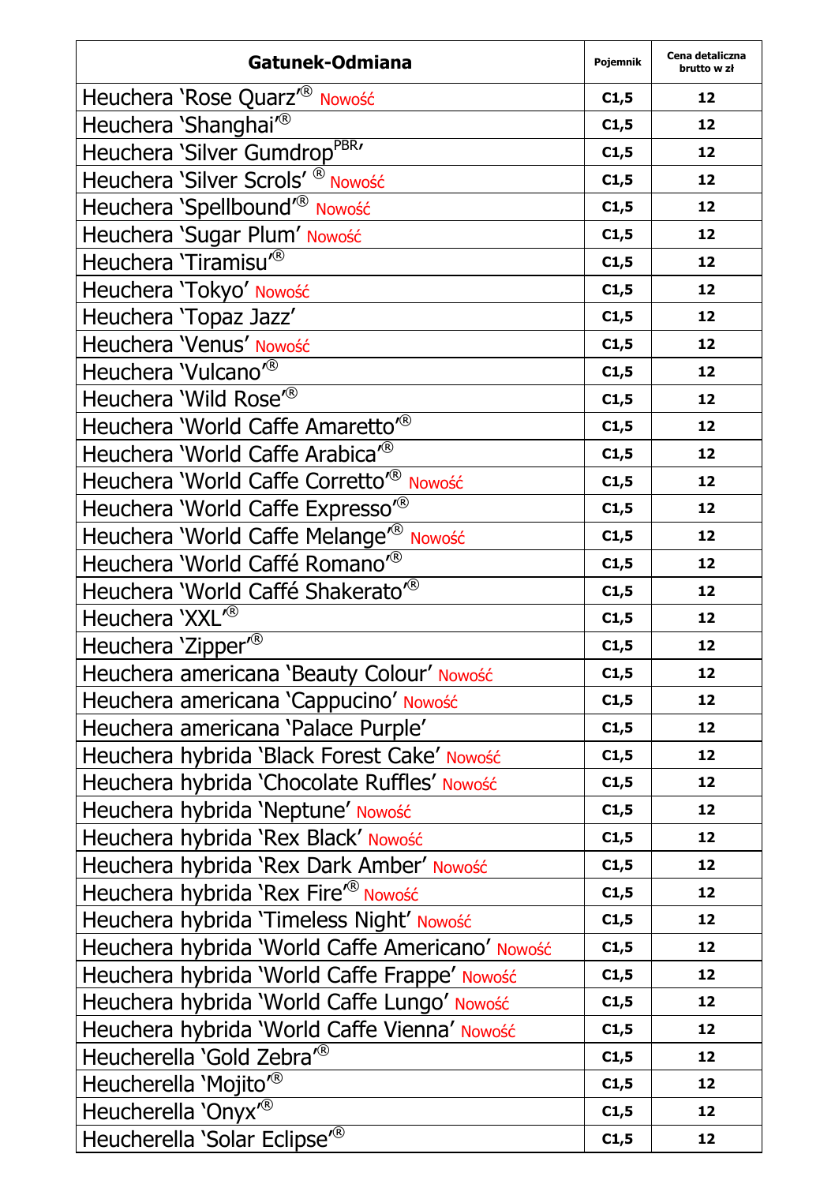| Gatunek-Odmiana | Pojemnik | Cena detaliczna brutto w zł |
| --- | --- | --- |
| Heuchera 'Rose Quarz'® Nowość | C1,5 | 12 |
| Heuchera 'Shanghai'® | C1,5 | 12 |
| Heuchera 'Silver Gumdrop PBR' | C1,5 | 12 |
| Heuchera 'Silver Scrols' ® Nowość | C1,5 | 12 |
| Heuchera 'Spellbound'® Nowość | C1,5 | 12 |
| Heuchera 'Sugar Plum' Nowość | C1,5 | 12 |
| Heuchera 'Tiramisu'® | C1,5 | 12 |
| Heuchera 'Tokyo' Nowość | C1,5 | 12 |
| Heuchera 'Topaz Jazz' | C1,5 | 12 |
| Heuchera 'Venus' Nowość | C1,5 | 12 |
| Heuchera 'Vulcano'® | C1,5 | 12 |
| Heuchera 'Wild Rose'® | C1,5 | 12 |
| Heuchera 'World Caffe Amaretto'® | C1,5 | 12 |
| Heuchera 'World Caffe Arabica'® | C1,5 | 12 |
| Heuchera 'World Caffe Corretto'® Nowość | C1,5 | 12 |
| Heuchera 'World Caffe Expresso'® | C1,5 | 12 |
| Heuchera 'World Caffe Melange'® Nowość | C1,5 | 12 |
| Heuchera 'World Caffé Romano'® | C1,5 | 12 |
| Heuchera 'World Caffé Shakerato'® | C1,5 | 12 |
| Heuchera 'XXL'® | C1,5 | 12 |
| Heuchera 'Zipper'® | C1,5 | 12 |
| Heuchera americana 'Beauty Colour' Nowość | C1,5 | 12 |
| Heuchera americana 'Cappucino' Nowość | C1,5 | 12 |
| Heuchera americana 'Palace Purple' | C1,5 | 12 |
| Heuchera hybrida 'Black Forest Cake' Nowość | C1,5 | 12 |
| Heuchera hybrida 'Chocolate Ruffles' Nowość | C1,5 | 12 |
| Heuchera hybrida 'Neptune' Nowość | C1,5 | 12 |
| Heuchera hybrida 'Rex Black' Nowość | C1,5 | 12 |
| Heuchera hybrida 'Rex Dark Amber' Nowość | C1,5 | 12 |
| Heuchera hybrida 'Rex Fire'® Nowość | C1,5 | 12 |
| Heuchera hybrida 'Timeless Night' Nowość | C1,5 | 12 |
| Heuchera hybrida 'World Caffe Americano' Nowość | C1,5 | 12 |
| Heuchera hybrida 'World Caffe Frappe' Nowość | C1,5 | 12 |
| Heuchera hybrida 'World Caffe Lungo' Nowość | C1,5 | 12 |
| Heuchera hybrida 'World Caffe Vienna' Nowość | C1,5 | 12 |
| Heucherella 'Gold Zebra'® | C1,5 | 12 |
| Heucherella 'Mojito'® | C1,5 | 12 |
| Heucherella 'Onyx'® | C1,5 | 12 |
| Heucherella 'Solar Eclipse'® | C1,5 | 12 |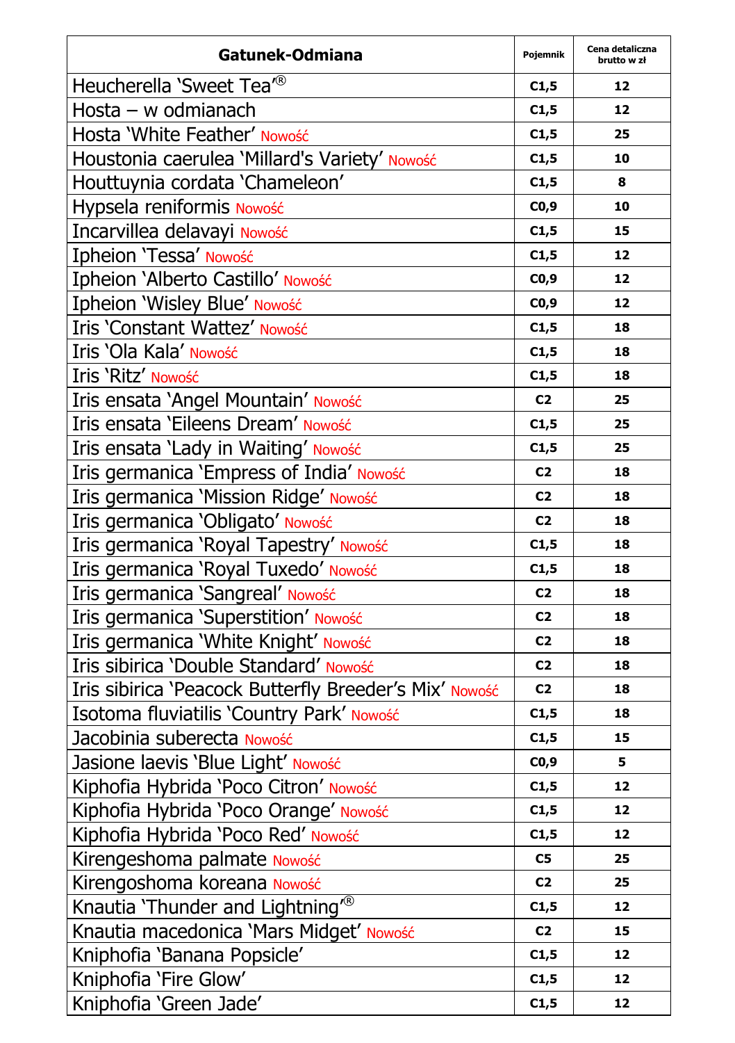| Gatunek-Odmiana | Pojemnik | Cena detaliczna brutto w zł |
|---|---|---|
| Heucherella 'Sweet Tea'® | C1,5 | 12 |
| Hosta – w odmianach | C1,5 | 12 |
| Hosta 'White Feather' Nowość | C1,5 | 25 |
| Houstonia caerulea 'Millard's Variety' Nowość | C1,5 | 10 |
| Houttuynia cordata 'Chameleon' | C1,5 | 8 |
| Hypsela reniformis Nowość | C0,9 | 10 |
| Incarvillea delavayi Nowość | C1,5 | 15 |
| Ipheion 'Tessa' Nowość | C1,5 | 12 |
| Ipheion 'Alberto Castillo' Nowość | C0,9 | 12 |
| Ipheion 'Wisley Blue' Nowość | C0,9 | 12 |
| Iris 'Constant Wattez' Nowość | C1,5 | 18 |
| Iris 'Ola Kala' Nowość | C1,5 | 18 |
| Iris 'Ritz' Nowość | C1,5 | 18 |
| Iris ensata 'Angel Mountain' Nowość | C2 | 25 |
| Iris ensata 'Eileens Dream' Nowość | C1,5 | 25 |
| Iris ensata 'Lady in Waiting' Nowość | C1,5 | 25 |
| Iris germanica 'Empress of India' Nowość | C2 | 18 |
| Iris germanica 'Mission Ridge' Nowość | C2 | 18 |
| Iris germanica 'Obligato' Nowość | C2 | 18 |
| Iris germanica 'Royal Tapestry' Nowość | C1,5 | 18 |
| Iris germanica 'Royal Tuxedo' Nowość | C1,5 | 18 |
| Iris germanica 'Sangreal' Nowość | C2 | 18 |
| Iris germanica 'Superstition' Nowość | C2 | 18 |
| Iris germanica 'White Knight' Nowość | C2 | 18 |
| Iris sibirica 'Double Standard' Nowość | C2 | 18 |
| Iris sibirica 'Peacock Butterfly Breeder's Mix' Nowość | C2 | 18 |
| Isotoma fluviatilis 'Country Park' Nowość | C1,5 | 18 |
| Jacobinia suberecta Nowość | C1,5 | 15 |
| Jasione laevis 'Blue Light' Nowość | C0,9 | 5 |
| Kiphofia Hybrida 'Poco Citron' Nowość | C1,5 | 12 |
| Kiphofia Hybrida 'Poco Orange' Nowość | C1,5 | 12 |
| Kiphofia Hybrida 'Poco Red' Nowość | C1,5 | 12 |
| Kirengeshoma palmate Nowość | C5 | 25 |
| Kirengoshoma koreana Nowość | C2 | 25 |
| Knautia 'Thunder and Lightning'® | C1,5 | 12 |
| Knautia macedonica 'Mars Midget' Nowość | C2 | 15 |
| Kniphofia 'Banana Popsicle' | C1,5 | 12 |
| Kniphofia 'Fire Glow' | C1,5 | 12 |
| Kniphofia 'Green Jade' | C1,5 | 12 |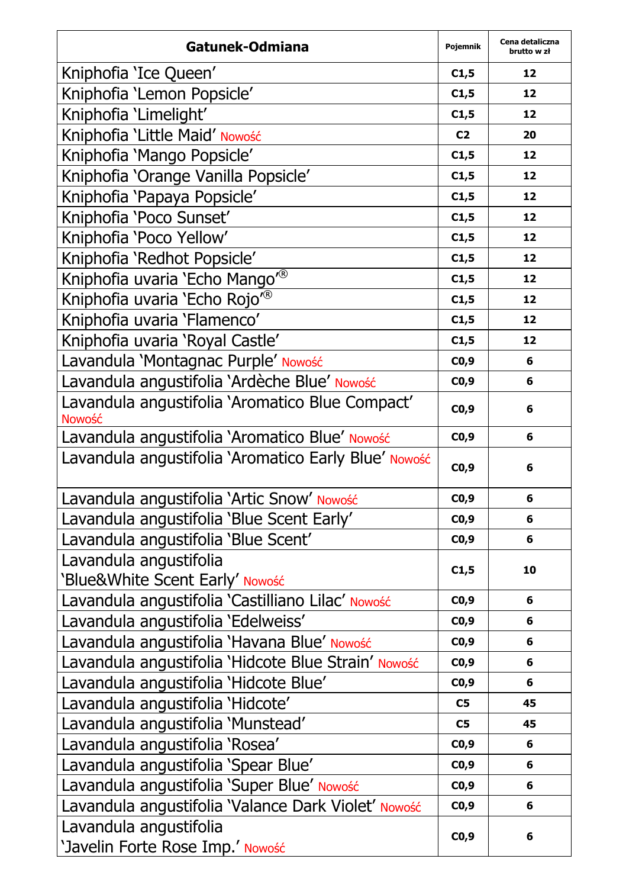| Gatunek-Odmiana | Pojemnik | Cena detaliczna brutto w zł |
|---|---|---|
| Kniphofia 'Ice Queen' | C1,5 | 12 |
| Kniphofia 'Lemon Popsicle' | C1,5 | 12 |
| Kniphofia 'Limelight' | C1,5 | 12 |
| Kniphofia 'Little Maid' Nowość | C2 | 20 |
| Kniphofia 'Mango Popsicle' | C1,5 | 12 |
| Kniphofia 'Orange Vanilla Popsicle' | C1,5 | 12 |
| Kniphofia 'Papaya Popsicle' | C1,5 | 12 |
| Kniphofia 'Poco Sunset' | C1,5 | 12 |
| Kniphofia 'Poco Yellow' | C1,5 | 12 |
| Kniphofia 'Redhot Popsicle' | C1,5 | 12 |
| Kniphofia uvaria 'Echo Mango'® | C1,5 | 12 |
| Kniphofia uvaria 'Echo Rojo'® | C1,5 | 12 |
| Kniphofia uvaria 'Flamenco' | C1,5 | 12 |
| Kniphofia uvaria 'Royal Castle' | C1,5 | 12 |
| Lavandula 'Montagnac Purple' Nowość | C0,9 | 6 |
| Lavandula angustifolia 'Ardèche Blue' Nowość | C0,9 | 6 |
| Lavandula angustifolia 'Aromatico Blue Compact' Nowość | C0,9 | 6 |
| Lavandula angustifolia 'Aromatico Blue' Nowość | C0,9 | 6 |
| Lavandula angustifolia 'Aromatico Early Blue' Nowość | C0,9 | 6 |
| Lavandula angustifolia 'Artic Snow' Nowość | C0,9 | 6 |
| Lavandula angustifolia 'Blue Scent Early' | C0,9 | 6 |
| Lavandula angustifolia 'Blue Scent' | C0,9 | 6 |
| Lavandula angustifolia 'Blue&White Scent Early' Nowość | C1,5 | 10 |
| Lavandula angustifolia 'Castilliano Lilac' Nowość | C0,9 | 6 |
| Lavandula angustifolia 'Edelweiss' | C0,9 | 6 |
| Lavandula angustifolia 'Havana Blue' Nowość | C0,9 | 6 |
| Lavandula angustifolia 'Hidcote Blue Strain' Nowość | C0,9 | 6 |
| Lavandula angustifolia 'Hidcote Blue' | C0,9 | 6 |
| Lavandula angustifolia 'Hidcote' | C5 | 45 |
| Lavandula angustifolia 'Munstead' | C5 | 45 |
| Lavandula angustifolia 'Rosea' | C0,9 | 6 |
| Lavandula angustifolia 'Spear Blue' | C0,9 | 6 |
| Lavandula angustifolia 'Super Blue' Nowość | C0,9 | 6 |
| Lavandula angustifolia 'Valance Dark Violet' Nowość | C0,9 | 6 |
| Lavandula angustifolia 'Javelin Forte Rose Imp.' Nowość | C0,9 | 6 |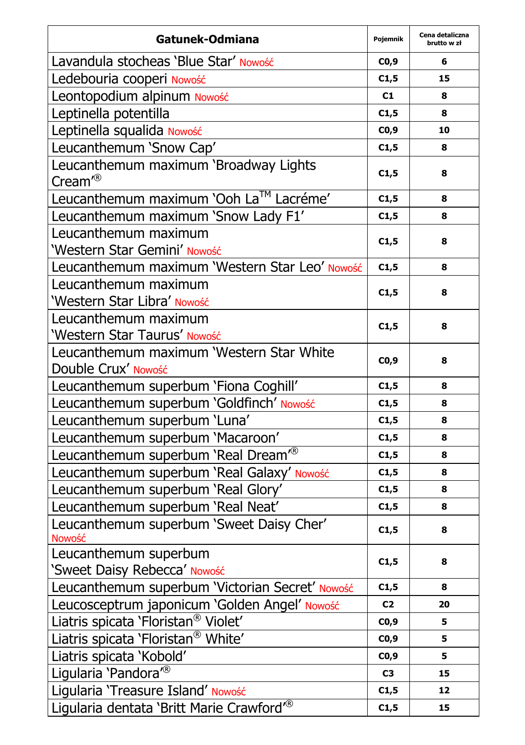| Gatunek-Odmiana | Pojemnik | Cena detaliczna brutto w zł |
|---|---|---|
| Lavandula stocheas 'Blue Star' Nowość | C0,9 | 6 |
| Ledebouria cooperi Nowość | C1,5 | 15 |
| Leontopodium alpinum Nowość | C1 | 8 |
| Leptinella potentilla | C1,5 | 8 |
| Leptinella squalida Nowość | C0,9 | 10 |
| Leucanthemum 'Snow Cap' | C1,5 | 8 |
| Leucanthemum maximum 'Broadway Lights Cream'® | C1,5 | 8 |
| Leucanthemum maximum 'Ooh La™ Lacréme' | C1,5 | 8 |
| Leucanthemum maximum 'Snow Lady F1' | C1,5 | 8 |
| Leucanthemum maximum 'Western Star Gemini' Nowość | C1,5 | 8 |
| Leucanthemum maximum 'Western Star Leo' Nowość | C1,5 | 8 |
| Leucanthemum maximum 'Western Star Libra' Nowość | C1,5 | 8 |
| Leucanthemum maximum 'Western Star Taurus' Nowość | C1,5 | 8 |
| Leucanthemum maximum 'Western Star White Double Crux' Nowość | C0,9 | 8 |
| Leucanthemum superbum 'Fiona Coghill' | C1,5 | 8 |
| Leucanthemum superbum 'Goldfinch' Nowość | C1,5 | 8 |
| Leucanthemum superbum 'Luna' | C1,5 | 8 |
| Leucanthemum superbum 'Macaroon' | C1,5 | 8 |
| Leucanthemum superbum 'Real Dream'® | C1,5 | 8 |
| Leucanthemum superbum 'Real Galaxy' Nowość | C1,5 | 8 |
| Leucanthemum superbum 'Real Glory' | C1,5 | 8 |
| Leucanthemum superbum 'Real Neat' | C1,5 | 8 |
| Leucanthemum superbum 'Sweet Daisy Cher' Nowość | C1,5 | 8 |
| Leucanthemum superbum 'Sweet Daisy Rebecca' Nowość | C1,5 | 8 |
| Leucanthemum superbum 'Victorian Secret' Nowość | C1,5 | 8 |
| Leucosceptrum japonicum 'Golden Angel' Nowość | C2 | 20 |
| Liatris spicata 'Floristan® Violet' | C0,9 | 5 |
| Liatris spicata 'Floristan® White' | C0,9 | 5 |
| Liatris spicata 'Kobold' | C0,9 | 5 |
| Ligularia 'Pandora'® | C3 | 15 |
| Ligularia 'Treasure Island' Nowość | C1,5 | 12 |
| Ligularia dentata 'Britt Marie Crawford'® | C1,5 | 15 |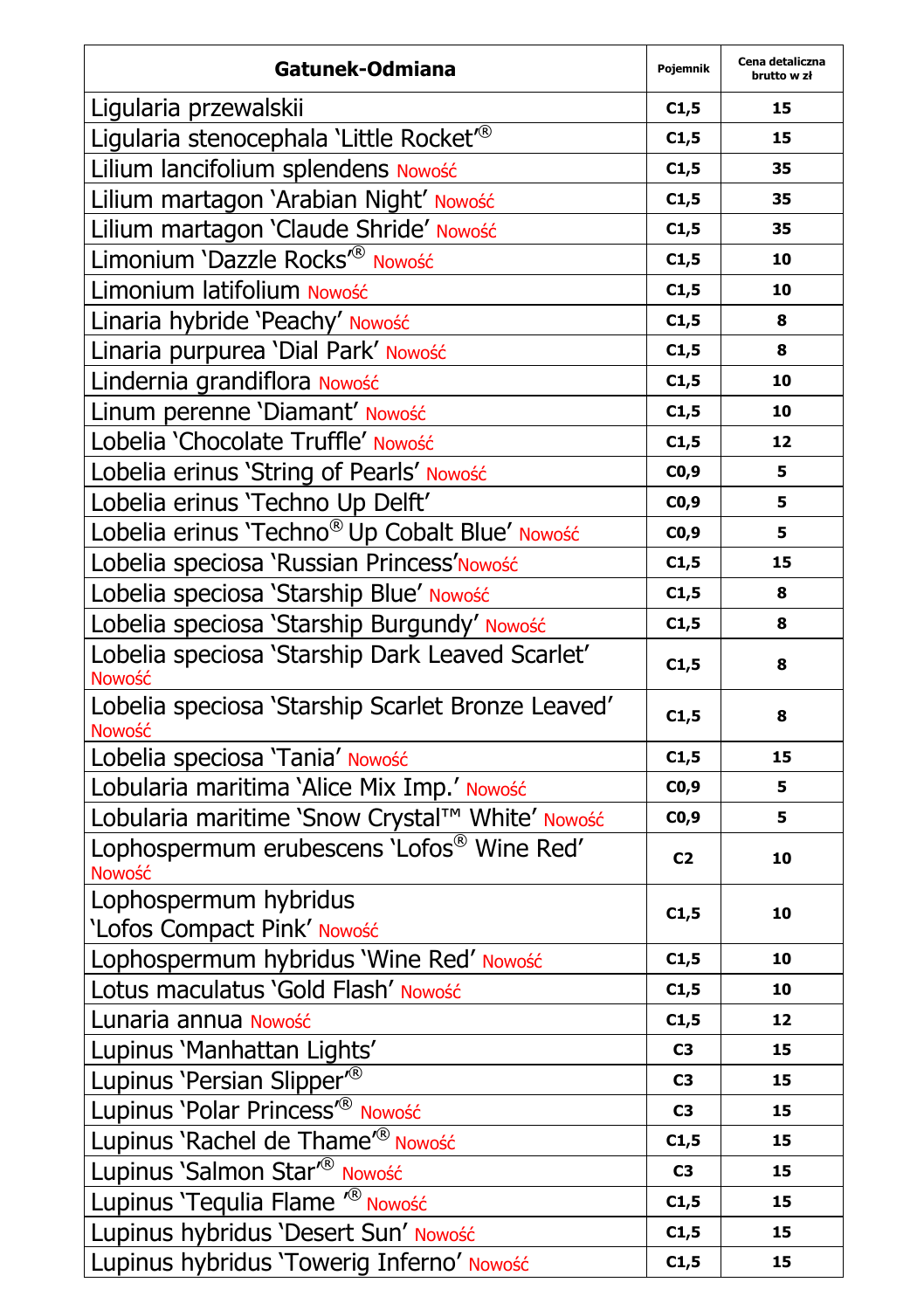| Gatunek-Odmiana | Pojemnik | Cena detaliczna brutto w zł |
|---|---|---|
| Ligularia przewalskii | C1,5 | 15 |
| Ligularia stenocephala 'Little Rocket'® | C1,5 | 15 |
| Lilium lancifolium splendens Nowość | C1,5 | 35 |
| Lilium martagon 'Arabian Night' Nowość | C1,5 | 35 |
| Lilium martagon 'Claude Shride' Nowość | C1,5 | 35 |
| Limonium 'Dazzle Rocks'® Nowość | C1,5 | 10 |
| Limonium latifolium Nowość | C1,5 | 10 |
| Linaria hybride 'Peachy' Nowość | C1,5 | 8 |
| Linaria purpurea 'Dial Park' Nowość | C1,5 | 8 |
| Lindernia grandiflora Nowość | C1,5 | 10 |
| Linum perenne 'Diamant' Nowość | C1,5 | 10 |
| Lobelia 'Chocolate Truffle' Nowość | C1,5 | 12 |
| Lobelia erinus 'String of Pearls' Nowość | C0,9 | 5 |
| Lobelia erinus 'Techno Up Delft' | C0,9 | 5 |
| Lobelia erinus 'Techno® Up Cobalt Blue' Nowość | C0,9 | 5 |
| Lobelia speciosa 'Russian Princess' Nowość | C1,5 | 15 |
| Lobelia speciosa 'Starship Blue' Nowość | C1,5 | 8 |
| Lobelia speciosa 'Starship Burgundy' Nowość | C1,5 | 8 |
| Lobelia speciosa 'Starship Dark Leaved Scarlet' Nowość | C1,5 | 8 |
| Lobelia speciosa 'Starship Scarlet Bronze Leaved' Nowość | C1,5 | 8 |
| Lobelia speciosa 'Tania' Nowość | C1,5 | 15 |
| Lobularia maritima 'Alice Mix Imp.' Nowość | C0,9 | 5 |
| Lobularia maritime 'Snow Crystal™ White' Nowość | C0,9 | 5 |
| Lophospermum erubescens 'Lofos® Wine Red' Nowość | C2 | 10 |
| Lophospermum hybridus 'Lofos Compact Pink' Nowość | C1,5 | 10 |
| Lophospermum hybridus 'Wine Red' Nowość | C1,5 | 10 |
| Lotus maculatus 'Gold Flash' Nowość | C1,5 | 10 |
| Lunaria annua Nowość | C1,5 | 12 |
| Lupinus 'Manhattan Lights' | C3 | 15 |
| Lupinus 'Persian Slipper'® | C3 | 15 |
| Lupinus 'Polar Princess'® Nowość | C3 | 15 |
| Lupinus 'Rachel de Thame'® Nowość | C1,5 | 15 |
| Lupinus 'Salmon Star'® Nowość | C3 | 15 |
| Lupinus 'Tequlia Flame '® Nowość | C1,5 | 15 |
| Lupinus hybridus 'Desert Sun' Nowość | C1,5 | 15 |
| Lupinus hybridus 'Towerig Inferno' Nowość | C1,5 | 15 |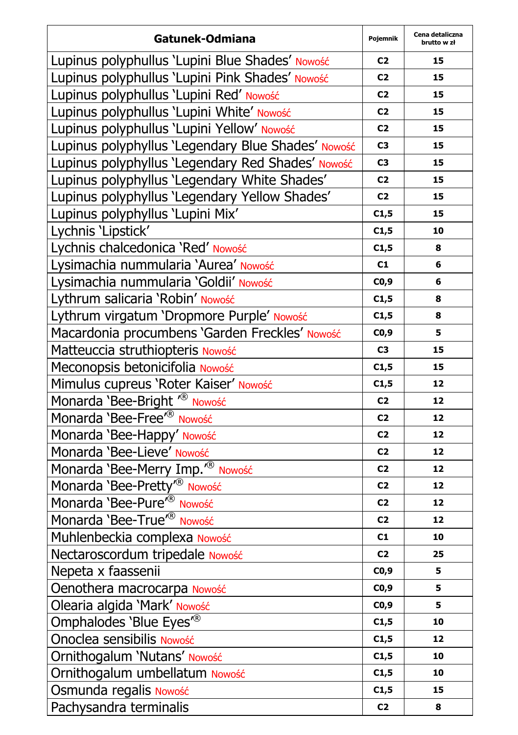| Gatunek-Odmiana | Pojemnik | Cena detaliczna brutto w zł |
|---|---|---|
| Lupinus polyphullus 'Lupini Blue Shades' Nowość | C2 | 15 |
| Lupinus polyphullus 'Lupini Pink Shades' Nowość | C2 | 15 |
| Lupinus polyphullus 'Lupini Red' Nowość | C2 | 15 |
| Lupinus polyphullus 'Lupini White' Nowość | C2 | 15 |
| Lupinus polyphullus 'Lupini Yellow' Nowość | C2 | 15 |
| Lupinus polyphyllus 'Legendary Blue Shades' Nowość | C3 | 15 |
| Lupinus polyphyllus 'Legendary Red Shades' Nowość | C3 | 15 |
| Lupinus polyphyllus 'Legendary White Shades' | C2 | 15 |
| Lupinus polyphyllus 'Legendary Yellow Shades' | C2 | 15 |
| Lupinus polyphyllus 'Lupini Mix' | C1,5 | 15 |
| Lychnis 'Lipstick' | C1,5 | 10 |
| Lychnis chalcedonica 'Red' Nowość | C1,5 | 8 |
| Lysimachia nummularia 'Aurea' Nowość | C1 | 6 |
| Lysimachia nummularia 'Goldii' Nowość | C0,9 | 6 |
| Lythrum salicaria 'Robin' Nowość | C1,5 | 8 |
| Lythrum virgatum 'Dropmore Purple' Nowość | C1,5 | 8 |
| Macardonia procumbens 'Garden Freckles' Nowość | C0,9 | 5 |
| Matteuccia struthiopteris Nowość | C3 | 15 |
| Meconopsis betonicifolia Nowość | C1,5 | 15 |
| Mimulus cupreus 'Roter Kaiser' Nowość | C1,5 | 12 |
| Monarda 'Bee-Bright '® Nowość | C2 | 12 |
| Monarda 'Bee-Free'® Nowość | C2 | 12 |
| Monarda 'Bee-Happy' Nowość | C2 | 12 |
| Monarda 'Bee-Lieve' Nowość | C2 | 12 |
| Monarda 'Bee-Merry Imp.'® Nowość | C2 | 12 |
| Monarda 'Bee-Pretty'® Nowość | C2 | 12 |
| Monarda 'Bee-Pure'® Nowość | C2 | 12 |
| Monarda 'Bee-True'® Nowość | C2 | 12 |
| Muhlenbeckia complexa Nowość | C1 | 10 |
| Nectaroscordum tripedale Nowość | C2 | 25 |
| Nepeta x faassenii | C0,9 | 5 |
| Oenothera macrocarpa Nowość | C0,9 | 5 |
| Olearia algida 'Mark' Nowość | C0,9 | 5 |
| Omphalodes 'Blue Eyes'® | C1,5 | 10 |
| Onoclea sensibilis Nowość | C1,5 | 12 |
| Ornithogalum 'Nutans' Nowość | C1,5 | 10 |
| Ornithogalum umbellatum Nowość | C1,5 | 10 |
| Osmunda regalis Nowość | C1,5 | 15 |
| Pachysandra terminalis | C2 | 8 |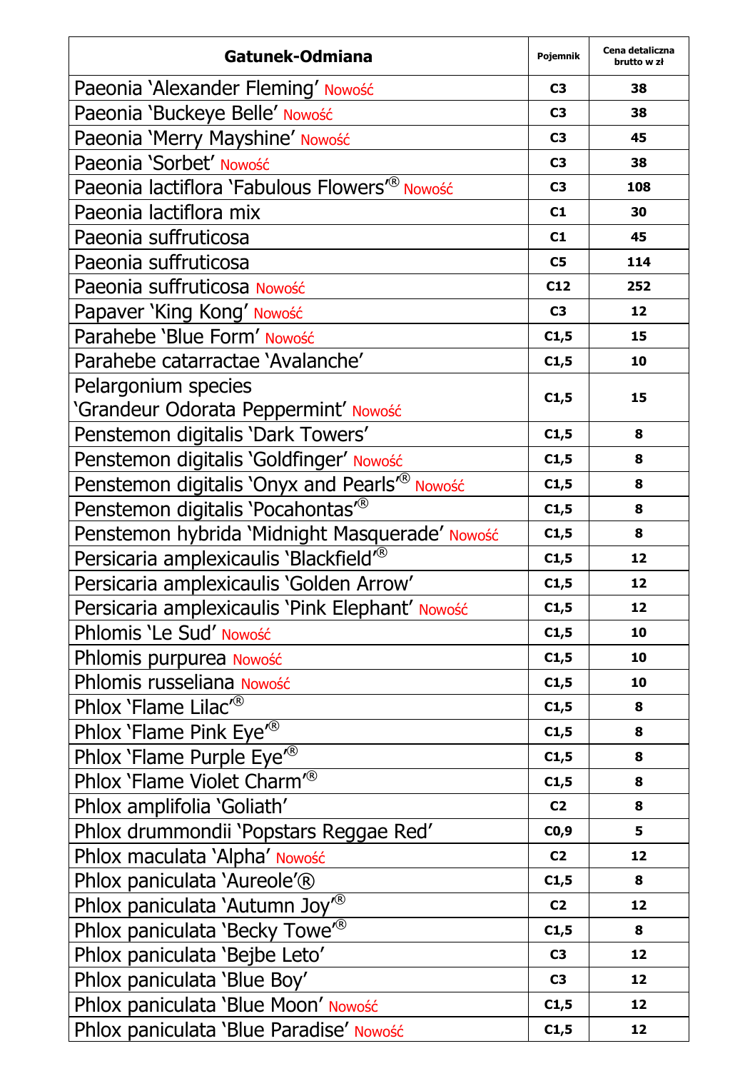| Gatunek-Odmiana | Pojemnik | Cena detaliczna brutto w zł |
|---|---|---|
| Paeonia 'Alexander Fleming' Nowość | C3 | 38 |
| Paeonia 'Buckeye Belle' Nowość | C3 | 38 |
| Paeonia 'Merry Mayshine' Nowość | C3 | 45 |
| Paeonia 'Sorbet' Nowość | C3 | 38 |
| Paeonia lactiflora 'Fabulous Flowers'® Nowość | C3 | 108 |
| Paeonia lactiflora mix | C1 | 30 |
| Paeonia suffruticosa | C1 | 45 |
| Paeonia suffruticosa | C5 | 114 |
| Paeonia suffruticosa Nowość | C12 | 252 |
| Papaver 'King Kong' Nowość | C3 | 12 |
| Parahebe 'Blue Form' Nowość | C1,5 | 15 |
| Parahebe catarractae 'Avalanche' | C1,5 | 10 |
| Pelargonium species 'Grandeur Odorata Peppermint' Nowość | C1,5 | 15 |
| Penstemon digitalis 'Dark Towers' | C1,5 | 8 |
| Penstemon digitalis 'Goldfinger' Nowość | C1,5 | 8 |
| Penstemon digitalis 'Onyx and Pearls'® Nowość | C1,5 | 8 |
| Penstemon digitalis 'Pocahontas'® | C1,5 | 8 |
| Penstemon hybrida 'Midnight Masquerade' Nowość | C1,5 | 8 |
| Persicaria amplexicaulis 'Blackfield'® | C1,5 | 12 |
| Persicaria amplexicaulis 'Golden Arrow' | C1,5 | 12 |
| Persicaria amplexicaulis 'Pink Elephant' Nowość | C1,5 | 12 |
| Phlomis 'Le Sud' Nowość | C1,5 | 10 |
| Phlomis purpurea Nowość | C1,5 | 10 |
| Phlomis russeliana Nowość | C1,5 | 10 |
| Phlox 'Flame Lilac'® | C1,5 | 8 |
| Phlox 'Flame Pink Eye'® | C1,5 | 8 |
| Phlox 'Flame Purple Eye'® | C1,5 | 8 |
| Phlox 'Flame Violet Charm'® | C1,5 | 8 |
| Phlox amplifolia 'Goliath' | C2 | 8 |
| Phlox drummondii 'Popstars Reggae Red' | C0,9 | 5 |
| Phlox maculata 'Alpha' Nowość | C2 | 12 |
| Phlox paniculata 'Aureole'® | C1,5 | 8 |
| Phlox paniculata 'Autumn Joy'® | C2 | 12 |
| Phlox paniculata 'Becky Towe'® | C1,5 | 8 |
| Phlox paniculata 'Bejbe Leto' | C3 | 12 |
| Phlox paniculata 'Blue Boy' | C3 | 12 |
| Phlox paniculata 'Blue Moon' Nowość | C1,5 | 12 |
| Phlox paniculata 'Blue Paradise' Nowość | C1,5 | 12 |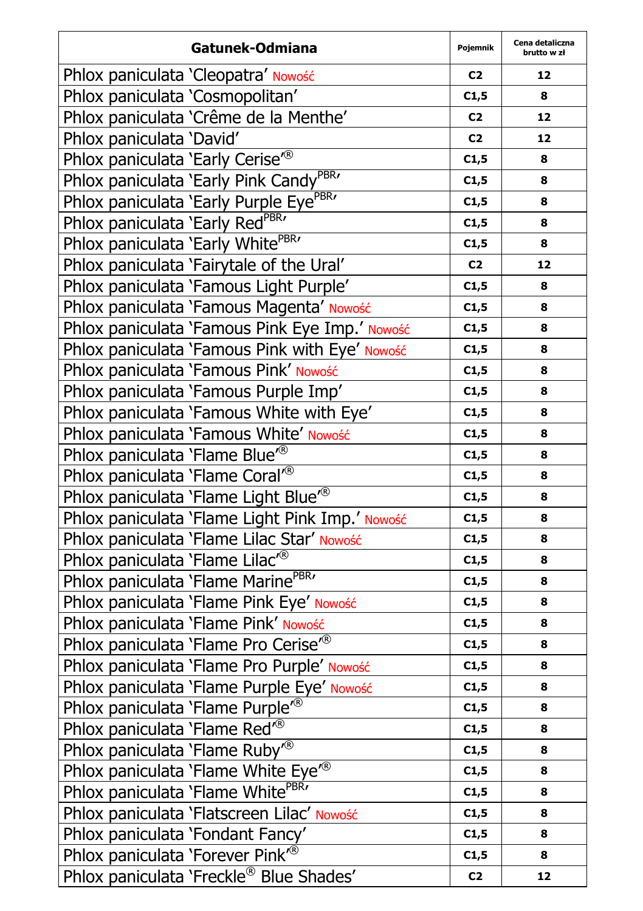| Gatunek-Odmiana | Pojemnik | Cena detaliczna brutto w zł |
|---|---|---|
| Phlox paniculata 'Cleopatra' Nowość | C2 | 12 |
| Phlox paniculata 'Cosmopolitan' | C1,5 | 8 |
| Phlox paniculata 'Crême de la Menthe' | C2 | 12 |
| Phlox paniculata 'David' | C2 | 12 |
| Phlox paniculata 'Early Cerise'® | C1,5 | 8 |
| Phlox paniculata 'Early Pink Candy PBR' | C1,5 | 8 |
| Phlox paniculata 'Early Purple Eye PBR' | C1,5 | 8 |
| Phlox paniculata 'Early Red PBR' | C1,5 | 8 |
| Phlox paniculata 'Early White PBR' | C1,5 | 8 |
| Phlox paniculata 'Fairytale of the Ural' | C2 | 12 |
| Phlox paniculata 'Famous Light Purple' | C1,5 | 8 |
| Phlox paniculata 'Famous Magenta' Nowość | C1,5 | 8 |
| Phlox paniculata 'Famous Pink Eye Imp.' Nowość | C1,5 | 8 |
| Phlox paniculata 'Famous Pink with Eye' Nowość | C1,5 | 8 |
| Phlox paniculata 'Famous Pink' Nowość | C1,5 | 8 |
| Phlox paniculata 'Famous Purple Imp' | C1,5 | 8 |
| Phlox paniculata 'Famous White with Eye' | C1,5 | 8 |
| Phlox paniculata 'Famous White' Nowość | C1,5 | 8 |
| Phlox paniculata 'Flame Blue'® | C1,5 | 8 |
| Phlox paniculata 'Flame Coral'® | C1,5 | 8 |
| Phlox paniculata 'Flame Light Blue'® | C1,5 | 8 |
| Phlox paniculata 'Flame Light Pink Imp.' Nowość | C1,5 | 8 |
| Phlox paniculata 'Flame Lilac Star' Nowość | C1,5 | 8 |
| Phlox paniculata 'Flame Lilac'® | C1,5 | 8 |
| Phlox paniculata 'Flame Marine PBR' | C1,5 | 8 |
| Phlox paniculata 'Flame Pink Eye' Nowość | C1,5 | 8 |
| Phlox paniculata 'Flame Pink' Nowość | C1,5 | 8 |
| Phlox paniculata 'Flame Pro Cerise'® | C1,5 | 8 |
| Phlox paniculata 'Flame Pro Purple' Nowość | C1,5 | 8 |
| Phlox paniculata 'Flame Purple Eye' Nowość | C1,5 | 8 |
| Phlox paniculata 'Flame Purple'® | C1,5 | 8 |
| Phlox paniculata 'Flame Red'® | C1,5 | 8 |
| Phlox paniculata 'Flame Ruby'® | C1,5 | 8 |
| Phlox paniculata 'Flame White Eye'® | C1,5 | 8 |
| Phlox paniculata 'Flame White PBR' | C1,5 | 8 |
| Phlox paniculata 'Flatscreen Lilac' Nowość | C1,5 | 8 |
| Phlox paniculata 'Fondant Fancy' | C1,5 | 8 |
| Phlox paniculata 'Forever Pink'® | C1,5 | 8 |
| Phlox paniculata 'Freckle® Blue Shades' | C2 | 12 |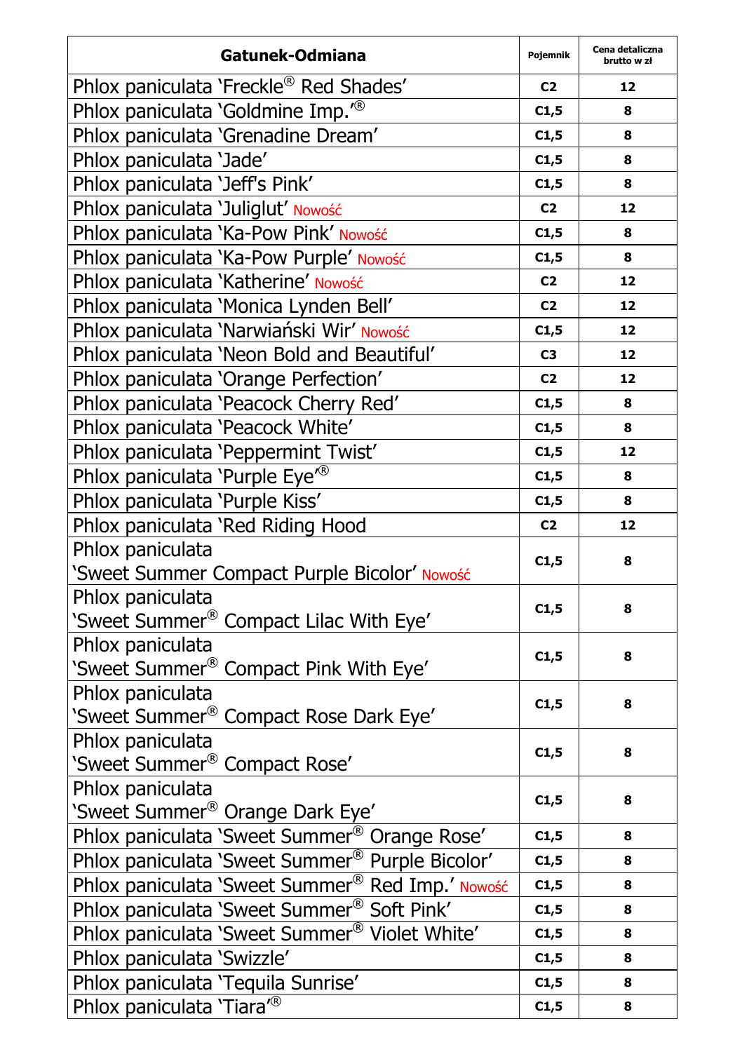| Gatunek-Odmiana | Pojemnik | Cena detaliczna brutto w zł |
|---|---|---|
| Phlox paniculata 'Freckle® Red Shades' | C2 | 12 |
| Phlox paniculata 'Goldmine Imp.'® | C1,5 | 8 |
| Phlox paniculata 'Grenadine Dream' | C1,5 | 8 |
| Phlox paniculata 'Jade' | C1,5 | 8 |
| Phlox paniculata 'Jeff's Pink' | C1,5 | 8 |
| Phlox paniculata 'Juliglut' Nowość | C2 | 12 |
| Phlox paniculata 'Ka-Pow Pink' Nowość | C1,5 | 8 |
| Phlox paniculata 'Ka-Pow Purple' Nowość | C1,5 | 8 |
| Phlox paniculata 'Katherine' Nowość | C2 | 12 |
| Phlox paniculata 'Monica Lynden Bell' | C2 | 12 |
| Phlox paniculata 'Narwiański Wir' Nowość | C1,5 | 12 |
| Phlox paniculata 'Neon Bold and Beautiful' | C3 | 12 |
| Phlox paniculata 'Orange Perfection' | C2 | 12 |
| Phlox paniculata 'Peacock Cherry Red' | C1,5 | 8 |
| Phlox paniculata 'Peacock White' | C1,5 | 8 |
| Phlox paniculata 'Peppermint Twist' | C1,5 | 12 |
| Phlox paniculata 'Purple Eye'® | C1,5 | 8 |
| Phlox paniculata 'Purple Kiss' | C1,5 | 8 |
| Phlox paniculata 'Red Riding Hood | C2 | 12 |
| Phlox paniculata 'Sweet Summer Compact Purple Bicolor' Nowość | C1,5 | 8 |
| Phlox paniculata 'Sweet Summer® Compact Lilac With Eye' | C1,5 | 8 |
| Phlox paniculata 'Sweet Summer® Compact Pink With Eye' | C1,5 | 8 |
| Phlox paniculata 'Sweet Summer® Compact Rose Dark Eye' | C1,5 | 8 |
| Phlox paniculata 'Sweet Summer® Compact Rose' | C1,5 | 8 |
| Phlox paniculata 'Sweet Summer® Orange Dark Eye' | C1,5 | 8 |
| Phlox paniculata 'Sweet Summer® Orange Rose' | C1,5 | 8 |
| Phlox paniculata 'Sweet Summer® Purple Bicolor' | C1,5 | 8 |
| Phlox paniculata 'Sweet Summer® Red Imp.' Nowość | C1,5 | 8 |
| Phlox paniculata 'Sweet Summer® Soft Pink' | C1,5 | 8 |
| Phlox paniculata 'Sweet Summer® Violet White' | C1,5 | 8 |
| Phlox paniculata 'Swizzle' | C1,5 | 8 |
| Phlox paniculata 'Tequila Sunrise' | C1,5 | 8 |
| Phlox paniculata 'Tiara'® | C1,5 | 8 |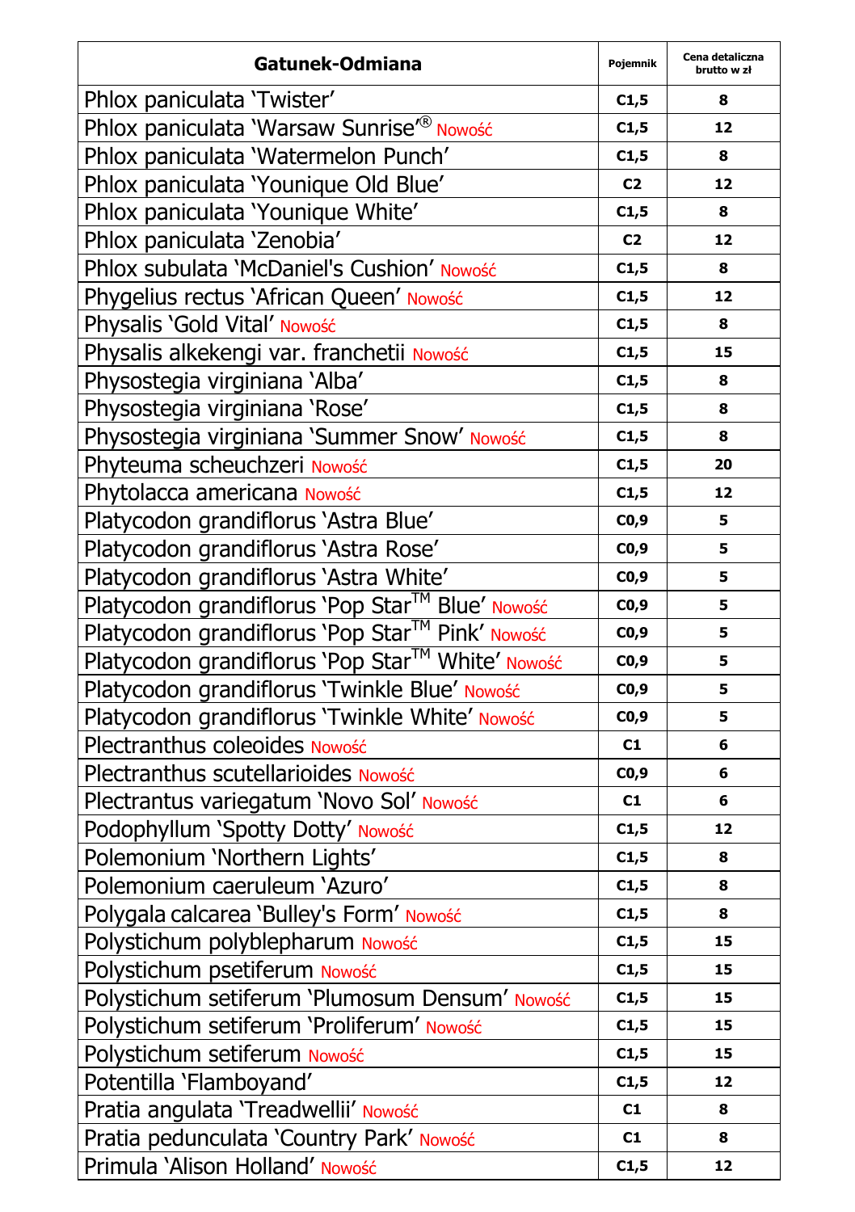| Gatunek-Odmiana | Pojemnik | Cena detaliczna brutto w zł |
|---|---|---|
| Phlox paniculata 'Twister' | C1,5 | 8 |
| Phlox paniculata 'Warsaw Sunrise'® Nowość | C1,5 | 12 |
| Phlox paniculata 'Watermelon Punch' | C1,5 | 8 |
| Phlox paniculata 'Younique Old Blue' | C2 | 12 |
| Phlox paniculata 'Younique White' | C1,5 | 8 |
| Phlox paniculata 'Zenobia' | C2 | 12 |
| Phlox subulata 'McDaniel's Cushion' Nowość | C1,5 | 8 |
| Phygelius rectus 'African Queen' Nowość | C1,5 | 12 |
| Physalis 'Gold Vital' Nowość | C1,5 | 8 |
| Physalis alkekengi var. franchetii Nowość | C1,5 | 15 |
| Physostegia virginiana 'Alba' | C1,5 | 8 |
| Physostegia virginiana 'Rose' | C1,5 | 8 |
| Physostegia virginiana 'Summer Snow' Nowość | C1,5 | 8 |
| Phyteuma scheuchzeri Nowość | C1,5 | 20 |
| Phytolacca americana Nowość | C1,5 | 12 |
| Platycodon grandiflorus 'Astra Blue' | C0,9 | 5 |
| Platycodon grandiflorus 'Astra Rose' | C0,9 | 5 |
| Platycodon grandiflorus 'Astra White' | C0,9 | 5 |
| Platycodon grandiflorus 'Pop Star™ Blue' Nowość | C0,9 | 5 |
| Platycodon grandiflorus 'Pop Star™ Pink' Nowość | C0,9 | 5 |
| Platycodon grandiflorus 'Pop Star™ White' Nowość | C0,9 | 5 |
| Platycodon grandiflorus 'Twinkle Blue' Nowość | C0,9 | 5 |
| Platycodon grandiflorus 'Twinkle White' Nowość | C0,9 | 5 |
| Plectranthus coleoides Nowość | C1 | 6 |
| Plectranthus scutellarioides Nowość | C0,9 | 6 |
| Plectrantus variegatum 'Novo Sol' Nowość | C1 | 6 |
| Podophyllum 'Spotty Dotty' Nowość | C1,5 | 12 |
| Polemonium 'Northern Lights' | C1,5 | 8 |
| Polemonium caeruleum 'Azuro' | C1,5 | 8 |
| Polygala calcarea 'Bulley's Form' Nowość | C1,5 | 8 |
| Polystichum polyblepharum Nowość | C1,5 | 15 |
| Polystichum psetiferum Nowość | C1,5 | 15 |
| Polystichum setiferum 'Plumosum Densum' Nowość | C1,5 | 15 |
| Polystichum setiferum 'Proliferum' Nowość | C1,5 | 15 |
| Polystichum setiferum Nowość | C1,5 | 15 |
| Potentilla 'Flamboyand' | C1,5 | 12 |
| Pratia angulata 'Treadwellii' Nowość | C1 | 8 |
| Pratia pedunculata 'Country Park' Nowość | C1 | 8 |
| Primula 'Alison Holland' Nowość | C1,5 | 12 |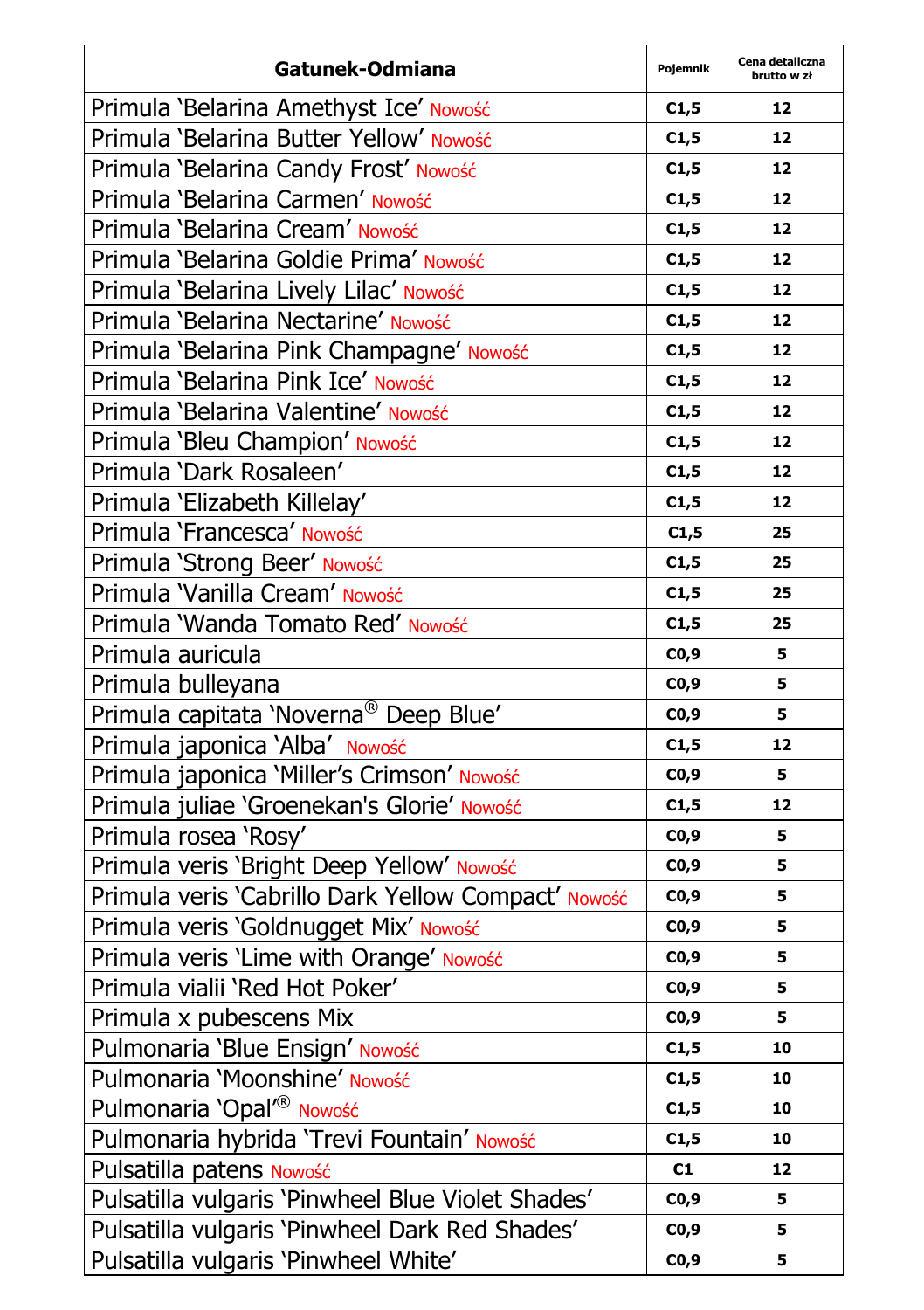| Gatunek-Odmiana | Pojemnik | Cena detaliczna brutto w zł |
|---|---|---|
| Primula ‘Belarina Amethyst Ice’ Nowość | C1,5 | 12 |
| Primula ‘Belarina Butter Yellow’ Nowość | C1,5 | 12 |
| Primula ‘Belarina Candy Frost’ Nowość | C1,5 | 12 |
| Primula ‘Belarina Carmen’ Nowość | C1,5 | 12 |
| Primula ‘Belarina Cream’ Nowość | C1,5 | 12 |
| Primula ‘Belarina Goldie Prima’ Nowość | C1,5 | 12 |
| Primula ‘Belarina Lively Lilac’ Nowość | C1,5 | 12 |
| Primula ‘Belarina Nectarine’ Nowość | C1,5 | 12 |
| Primula ‘Belarina Pink Champagne’ Nowość | C1,5 | 12 |
| Primula ‘Belarina Pink Ice’ Nowość | C1,5 | 12 |
| Primula ‘Belarina Valentine’ Nowość | C1,5 | 12 |
| Primula ‘Bleu Champion’ Nowość | C1,5 | 12 |
| Primula ‘Dark Rosaleen’ | C1,5 | 12 |
| Primula ‘Elizabeth Killelay’ | C1,5 | 12 |
| Primula ‘Francesca’ Nowość | C1,5 | 25 |
| Primula ‘Strong Beer’ Nowość | C1,5 | 25 |
| Primula ‘Vanilla Cream’ Nowość | C1,5 | 25 |
| Primula ‘Wanda Tomato Red’ Nowość | C1,5 | 25 |
| Primula auricula | C0,9 | 5 |
| Primula bulleyana | C0,9 | 5 |
| Primula capitata ‘Noverna® Deep Blue’ | C0,9 | 5 |
| Primula japonica ‘Alba’ Nowość | C1,5 | 12 |
| Primula japonica ‘Miller’s Crimson’ Nowość | C0,9 | 5 |
| Primula juliae ‘Groenekan's Glorie’ Nowość | C1,5 | 12 |
| Primula rosea ‘Rosy’ | C0,9 | 5 |
| Primula veris ‘Bright Deep Yellow’ Nowość | C0,9 | 5 |
| Primula veris ‘Cabrillo Dark Yellow Compact’ Nowość | C0,9 | 5 |
| Primula veris ‘Goldnugget Mix’ Nowość | C0,9 | 5 |
| Primula veris ‘Lime with Orange’ Nowość | C0,9 | 5 |
| Primula vialii ‘Red Hot Poker’ | C0,9 | 5 |
| Primula x pubescens Mix | C0,9 | 5 |
| Pulmonaria ‘Blue Ensign’ Nowość | C1,5 | 10 |
| Pulmonaria ‘Moonshine’ Nowość | C1,5 | 10 |
| Pulmonaria ‘Opal’® Nowość | C1,5 | 10 |
| Pulmonaria hybrida ‘Trevi Fountain’ Nowość | C1,5 | 10 |
| Pulsatilla patens Nowość | C1 | 12 |
| Pulsatilla vulgaris ‘Pinwheel Blue Violet Shades’ | C0,9 | 5 |
| Pulsatilla vulgaris ‘Pinwheel Dark Red Shades’ | C0,9 | 5 |
| Pulsatilla vulgaris ‘Pinwheel White’ | C0,9 | 5 |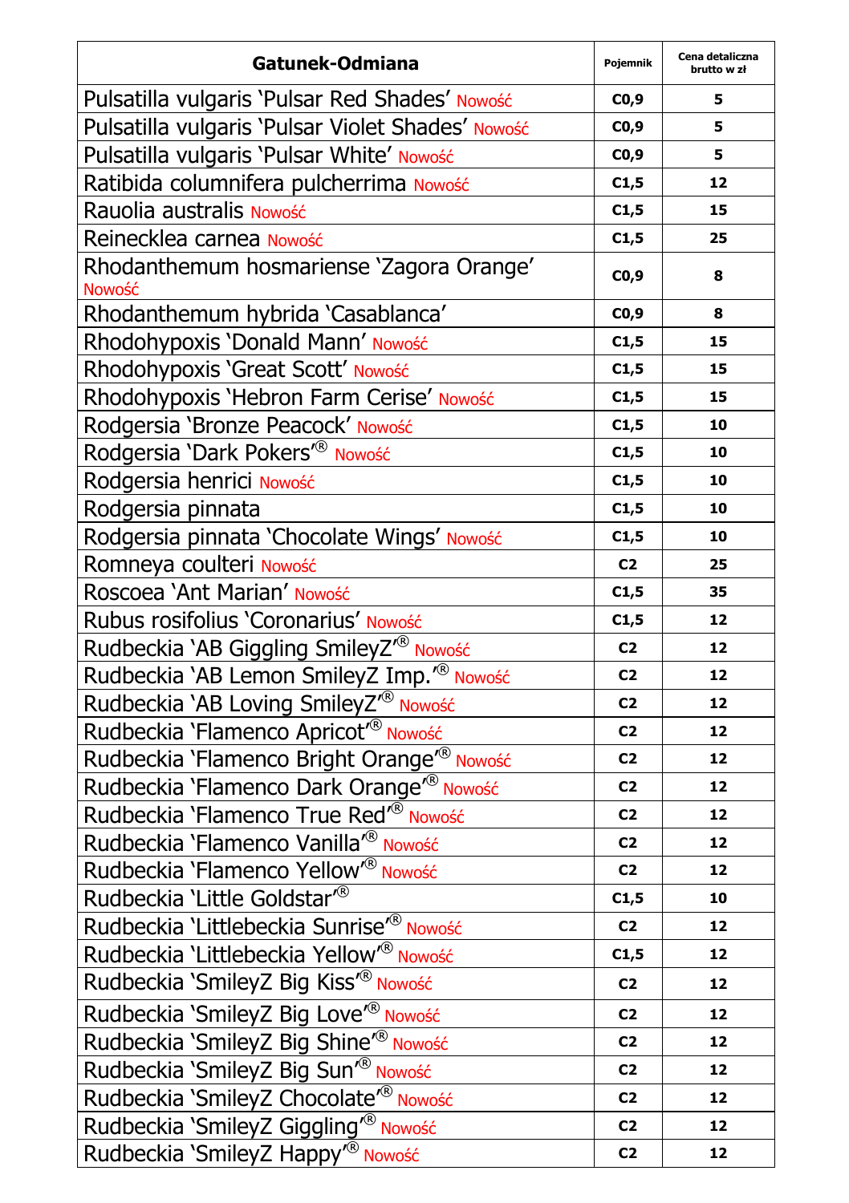| Gatunek-Odmiana | Pojemnik | Cena detaliczna brutto w zł |
|---|---|---|
| Pulsatilla vulgaris 'Pulsar Red Shades' Nowość | C0,9 | 5 |
| Pulsatilla vulgaris 'Pulsar Violet Shades' Nowość | C0,9 | 5 |
| Pulsatilla vulgaris 'Pulsar White' Nowość | C0,9 | 5 |
| Ratibida columnifera pulcherrima Nowość | C1,5 | 12 |
| Rauolia australis Nowość | C1,5 | 15 |
| Reinecklea carnea Nowość | C1,5 | 25 |
| Rhodanthemum hosmariense 'Zagora Orange' Nowość | C0,9 | 8 |
| Rhodanthemum hybrida 'Casablanca' | C0,9 | 8 |
| Rhodohypoxis 'Donald Mann' Nowość | C1,5 | 15 |
| Rhodohypoxis 'Great Scott' Nowość | C1,5 | 15 |
| Rhodohypoxis 'Hebron Farm Cerise' Nowość | C1,5 | 15 |
| Rodgersia 'Bronze Peacock' Nowość | C1,5 | 10 |
| Rodgersia 'Dark Pokers'® Nowość | C1,5 | 10 |
| Rodgersia henrici Nowość | C1,5 | 10 |
| Rodgersia pinnata | C1,5 | 10 |
| Rodgersia pinnata 'Chocolate Wings' Nowość | C1,5 | 10 |
| Romneya coulteri Nowość | C2 | 25 |
| Roscoea 'Ant Marian' Nowość | C1,5 | 35 |
| Rubus rosifolius 'Coronarius' Nowość | C1,5 | 12 |
| Rudbeckia 'AB Giggling SmileyZ'® Nowość | C2 | 12 |
| Rudbeckia 'AB Lemon SmileyZ Imp.'® Nowość | C2 | 12 |
| Rudbeckia 'AB Loving SmileyZ'® Nowość | C2 | 12 |
| Rudbeckia 'Flamenco Apricot'® Nowość | C2 | 12 |
| Rudbeckia 'Flamenco Bright Orange'® Nowość | C2 | 12 |
| Rudbeckia 'Flamenco Dark Orange'® Nowość | C2 | 12 |
| Rudbeckia 'Flamenco True Red'® Nowość | C2 | 12 |
| Rudbeckia 'Flamenco Vanilla'® Nowość | C2 | 12 |
| Rudbeckia 'Flamenco Yellow'® Nowość | C2 | 12 |
| Rudbeckia 'Little Goldstar'® | C1,5 | 10 |
| Rudbeckia 'Littlebeckia Sunrise'® Nowość | C2 | 12 |
| Rudbeckia 'Littlebeckia Yellow'® Nowość | C1,5 | 12 |
| Rudbeckia 'SmileyZ Big Kiss'® Nowość | C2 | 12 |
| Rudbeckia 'SmileyZ Big Love'® Nowość | C2 | 12 |
| Rudbeckia 'SmileyZ Big Shine'® Nowość | C2 | 12 |
| Rudbeckia 'SmileyZ Big Sun'® Nowość | C2 | 12 |
| Rudbeckia 'SmileyZ Chocolate'® Nowość | C2 | 12 |
| Rudbeckia 'SmileyZ Giggling'® Nowość | C2 | 12 |
| Rudbeckia 'SmileyZ Happy'® Nowość | C2 | 12 |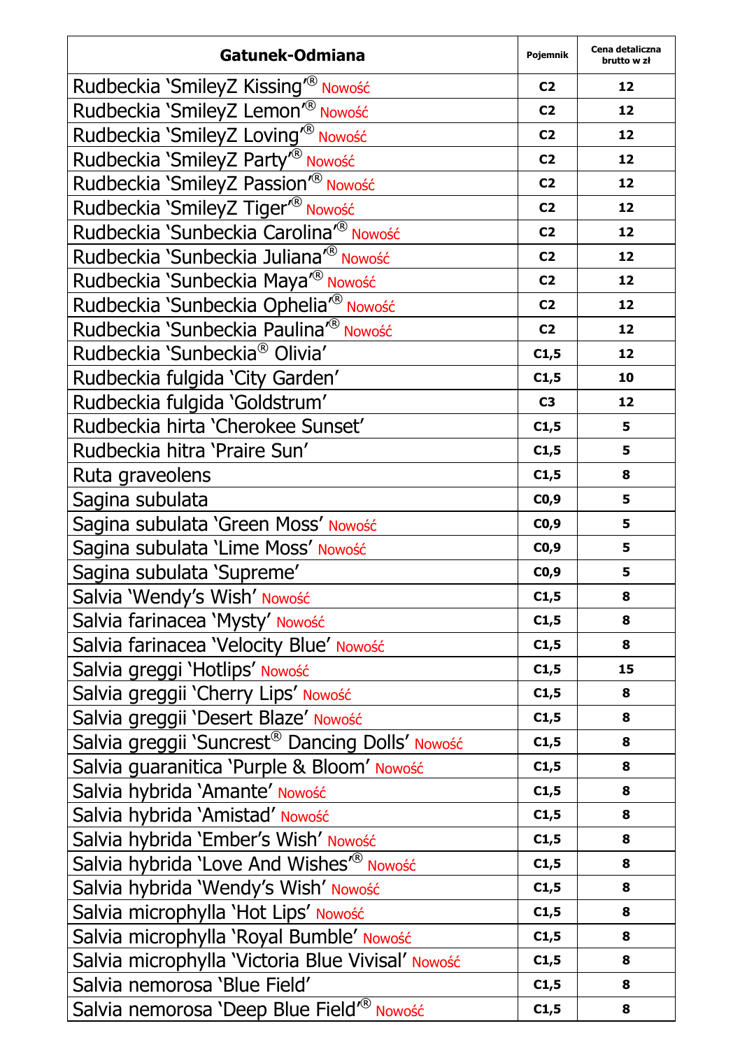| Gatunek-Odmiana | Pojemnik | Cena detaliczna brutto w zł |
|---|---|---|
| Rudbeckia 'SmileyZ Kissing'® Nowość | C2 | 12 |
| Rudbeckia 'SmileyZ Lemon'® Nowość | C2 | 12 |
| Rudbeckia 'SmileyZ Loving'® Nowość | C2 | 12 |
| Rudbeckia 'SmileyZ Party'® Nowość | C2 | 12 |
| Rudbeckia 'SmileyZ Passion'® Nowość | C2 | 12 |
| Rudbeckia 'SmileyZ Tiger'® Nowość | C2 | 12 |
| Rudbeckia 'Sunbeckia Carolina'® Nowość | C2 | 12 |
| Rudbeckia 'Sunbeckia Juliana'® Nowość | C2 | 12 |
| Rudbeckia 'Sunbeckia Maya'® Nowość | C2 | 12 |
| Rudbeckia 'Sunbeckia Ophelia'® Nowość | C2 | 12 |
| Rudbeckia 'Sunbeckia Paulina'® Nowość | C2 | 12 |
| Rudbeckia 'Sunbeckia® Olivia' | C1,5 | 12 |
| Rudbeckia fulgida 'City Garden' | C1,5 | 10 |
| Rudbeckia fulgida 'Goldstrum' | C3 | 12 |
| Rudbeckia hirta 'Cherokee Sunset' | C1,5 | 5 |
| Rudbeckia hitra 'Praire Sun' | C1,5 | 5 |
| Ruta graveolens | C1,5 | 8 |
| Sagina subulata | C0,9 | 5 |
| Sagina subulata 'Green Moss' Nowość | C0,9 | 5 |
| Sagina subulata 'Lime Moss' Nowość | C0,9 | 5 |
| Sagina subulata 'Supreme' | C0,9 | 5 |
| Salvia 'Wendy's Wish' Nowość | C1,5 | 8 |
| Salvia farinacea 'Mysty' Nowość | C1,5 | 8 |
| Salvia farinacea 'Velocity Blue' Nowość | C1,5 | 8 |
| Salvia greggi 'Hotlips' Nowość | C1,5 | 15 |
| Salvia greggii 'Cherry Lips' Nowość | C1,5 | 8 |
| Salvia greggii 'Desert Blaze' Nowość | C1,5 | 8 |
| Salvia greggii 'Suncrest® Dancing Dolls' Nowość | C1,5 | 8 |
| Salvia guaranitica 'Purple & Bloom' Nowość | C1,5 | 8 |
| Salvia hybrida 'Amante' Nowość | C1,5 | 8 |
| Salvia hybrida 'Amistad' Nowość | C1,5 | 8 |
| Salvia hybrida 'Ember's Wish' Nowość | C1,5 | 8 |
| Salvia hybrida 'Love And Wishes'® Nowość | C1,5 | 8 |
| Salvia hybrida 'Wendy's Wish' Nowość | C1,5 | 8 |
| Salvia microphylla 'Hot Lips' Nowość | C1,5 | 8 |
| Salvia microphylla 'Royal Bumble' Nowość | C1,5 | 8 |
| Salvia microphylla 'Victoria Blue Vivisal' Nowość | C1,5 | 8 |
| Salvia nemorosa 'Blue Field' | C1,5 | 8 |
| Salvia nemorosa 'Deep Blue Field'® Nowość | C1,5 | 8 |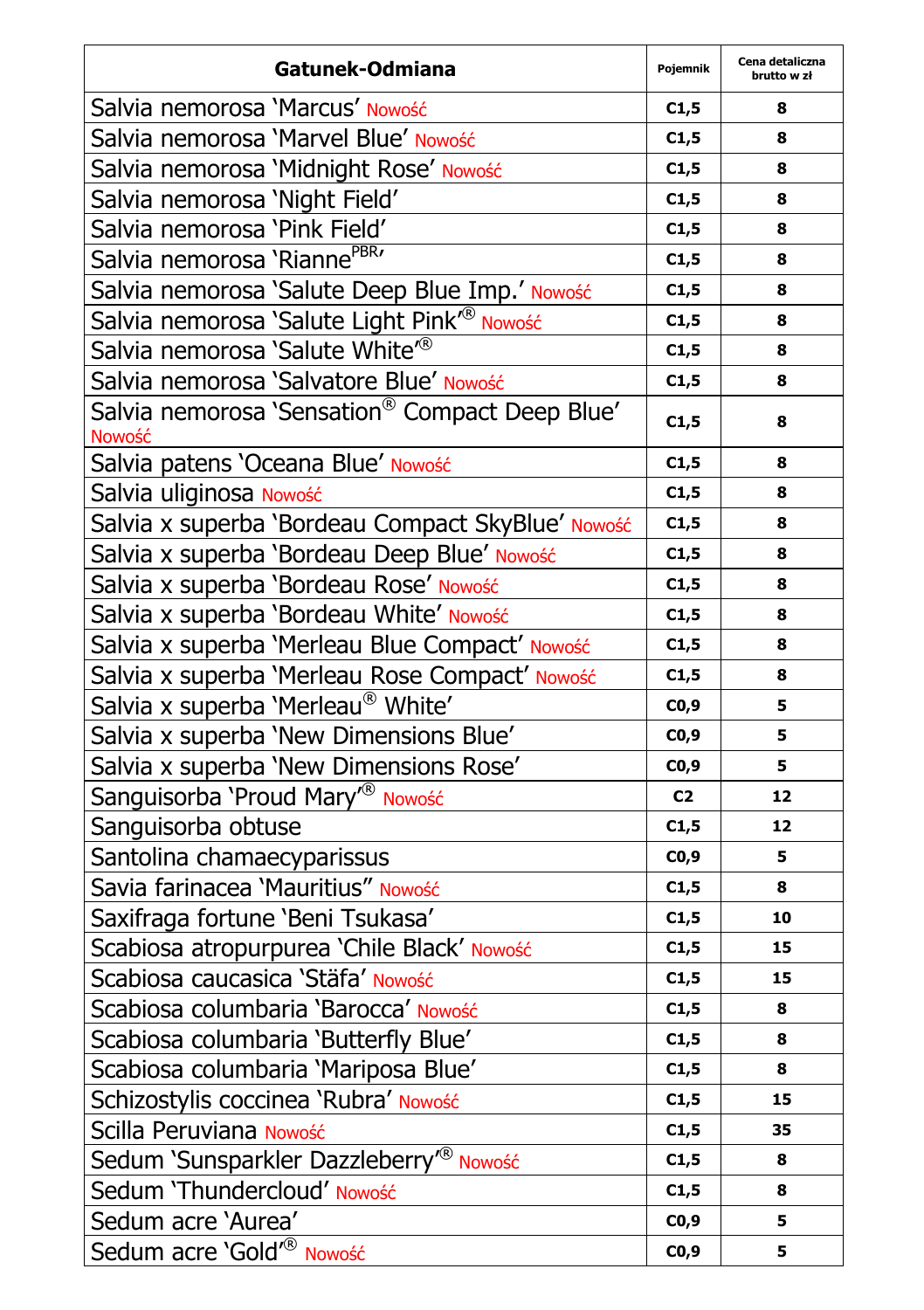| Gatunek-Odmiana | Pojemnik | Cena detaliczna brutto w zł |
|---|---|---|
| Salvia nemorosa 'Marcus' Nowość | C1,5 | 8 |
| Salvia nemorosa 'Marvel Blue' Nowość | C1,5 | 8 |
| Salvia nemorosa 'Midnight Rose' Nowość | C1,5 | 8 |
| Salvia nemorosa 'Night Field' | C1,5 | 8 |
| Salvia nemorosa 'Pink Field' | C1,5 | 8 |
| Salvia nemorosa 'Rianne[PBR]' | C1,5 | 8 |
| Salvia nemorosa 'Salute Deep Blue Imp.' Nowość | C1,5 | 8 |
| Salvia nemorosa 'Salute Light Pink'® Nowość | C1,5 | 8 |
| Salvia nemorosa 'Salute White'® | C1,5 | 8 |
| Salvia nemorosa 'Salvatore Blue' Nowość | C1,5 | 8 |
| Salvia nemorosa 'Sensation® Compact Deep Blue' Nowość | C1,5 | 8 |
| Salvia patens 'Oceana Blue' Nowość | C1,5 | 8 |
| Salvia uliginosa Nowość | C1,5 | 8 |
| Salvia x superba 'Bordeau Compact SkyBlue' Nowość | C1,5 | 8 |
| Salvia x superba 'Bordeau Deep Blue' Nowość | C1,5 | 8 |
| Salvia x superba 'Bordeau Rose' Nowość | C1,5 | 8 |
| Salvia x superba 'Bordeau White' Nowość | C1,5 | 8 |
| Salvia x superba 'Merleau Blue Compact' Nowość | C1,5 | 8 |
| Salvia x superba 'Merleau Rose Compact' Nowość | C1,5 | 8 |
| Salvia x superba 'Merleau® White' | C0,9 | 5 |
| Salvia x superba 'New Dimensions Blue' | C0,9 | 5 |
| Salvia x superba 'New Dimensions Rose' | C0,9 | 5 |
| Sanguisorba 'Proud Mary'® Nowość | C2 | 12 |
| Sanguisorba obtuse | C1,5 | 12 |
| Santolina chamaecyparissus | C0,9 | 5 |
| Savia farinacea 'Mauritius" Nowość | C1,5 | 8 |
| Saxifraga fortune 'Beni Tsukasa' | C1,5 | 10 |
| Scabiosa atropurpurea 'Chile Black' Nowość | C1,5 | 15 |
| Scabiosa caucasica 'Stäfa' Nowość | C1,5 | 15 |
| Scabiosa columbaria 'Barocca' Nowość | C1,5 | 8 |
| Scabiosa columbaria 'Butterfly Blue' | C1,5 | 8 |
| Scabiosa columbaria 'Mariposa Blue' | C1,5 | 8 |
| Schizostylis coccinea 'Rubra' Nowość | C1,5 | 15 |
| Scilla Peruviana Nowość | C1,5 | 35 |
| Sedum 'Sunsparkler Dazzleberry'® Nowość | C1,5 | 8 |
| Sedum 'Thundercloud' Nowość | C1,5 | 8 |
| Sedum acre 'Aurea' | C0,9 | 5 |
| Sedum acre 'Gold'® Nowość | C0,9 | 5 |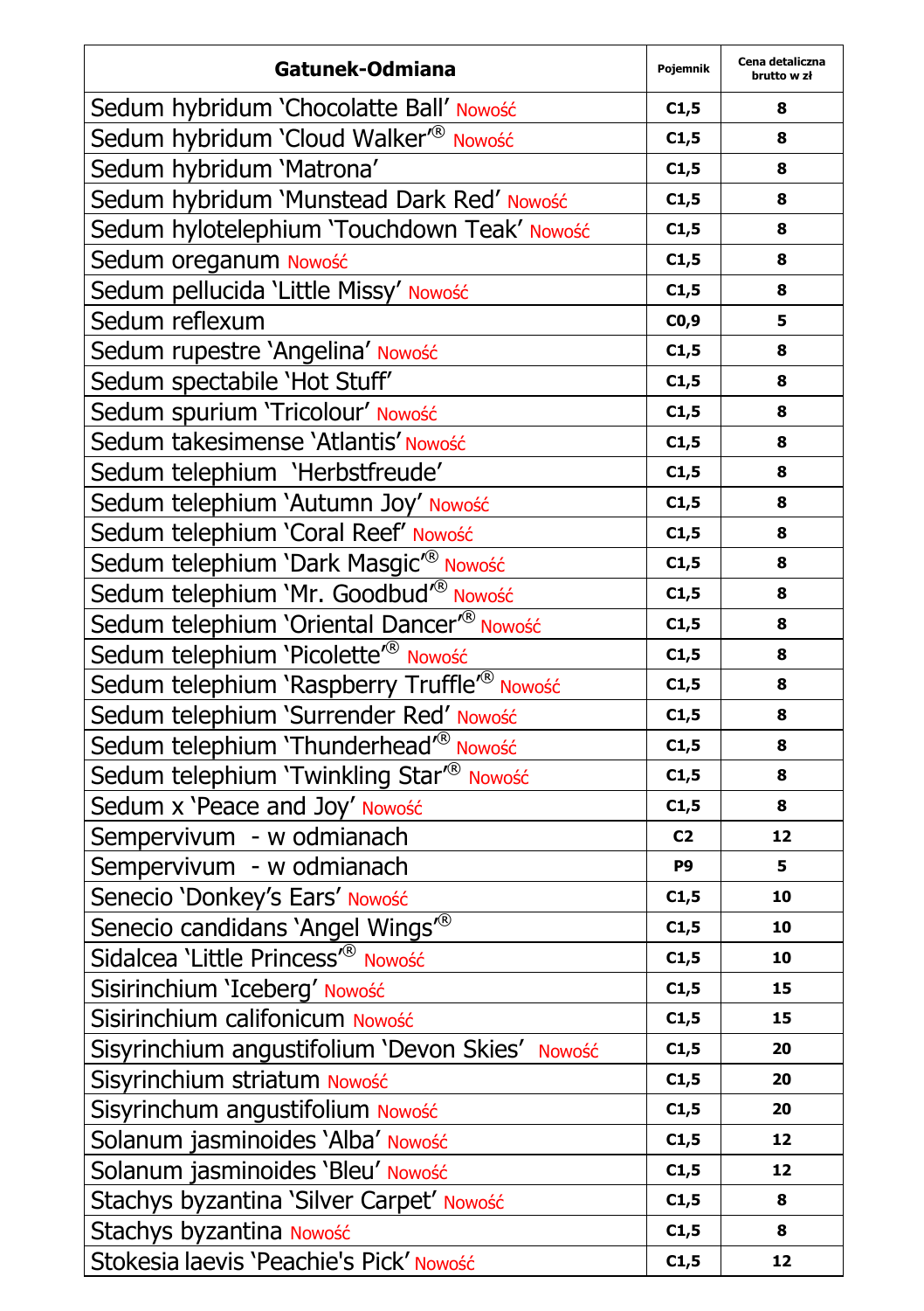| Gatunek-Odmiana | Pojemnik | Cena detaliczna brutto w zł |
|---|---|---|
| Sedum hybridum 'Chocolatte Ball' Nowość | C1,5 | 8 |
| Sedum hybridum 'Cloud Walker'® Nowość | C1,5 | 8 |
| Sedum hybridum 'Matrona' | C1,5 | 8 |
| Sedum hybridum 'Munstead Dark Red' Nowość | C1,5 | 8 |
| Sedum hylotelephium 'Touchdown Teak' Nowość | C1,5 | 8 |
| Sedum oreganum Nowość | C1,5 | 8 |
| Sedum pellucida 'Little Missy' Nowość | C1,5 | 8 |
| Sedum reflexum | C0,9 | 5 |
| Sedum rupestre 'Angelina' Nowość | C1,5 | 8 |
| Sedum spectabile 'Hot Stuff' | C1,5 | 8 |
| Sedum spurium 'Tricolour' Nowość | C1,5 | 8 |
| Sedum takesimense 'Atlantis' Nowość | C1,5 | 8 |
| Sedum telephium 'Herbstfreude' | C1,5 | 8 |
| Sedum telephium 'Autumn Joy' Nowość | C1,5 | 8 |
| Sedum telephium 'Coral Reef' Nowość | C1,5 | 8 |
| Sedum telephium 'Dark Masgic'® Nowość | C1,5 | 8 |
| Sedum telephium 'Mr. Goodbud'® Nowość | C1,5 | 8 |
| Sedum telephium 'Oriental Dancer'® Nowość | C1,5 | 8 |
| Sedum telephium 'Picolette'® Nowość | C1,5 | 8 |
| Sedum telephium 'Raspberry Truffle'® Nowość | C1,5 | 8 |
| Sedum telephium 'Surrender Red' Nowość | C1,5 | 8 |
| Sedum telephium 'Thunderhead'® Nowość | C1,5 | 8 |
| Sedum telephium 'Twinkling Star'® Nowość | C1,5 | 8 |
| Sedum x 'Peace and Joy' Nowość | C1,5 | 8 |
| Sempervivum - w odmianach | C2 | 12 |
| Sempervivum - w odmianach | P9 | 5 |
| Senecio 'Donkey's Ears' Nowość | C1,5 | 10 |
| Senecio candidans 'Angel Wings'® | C1,5 | 10 |
| Sidalcea 'Little Princess'® Nowość | C1,5 | 10 |
| Sisirinchium 'Iceberg' Nowość | C1,5 | 15 |
| Sisirinchium califonicum Nowość | C1,5 | 15 |
| Sisyrinchium angustifolium 'Devon Skies' Nowość | C1,5 | 20 |
| Sisyrinchium striatum Nowość | C1,5 | 20 |
| Sisyrinchum angustifolium Nowość | C1,5 | 20 |
| Solanum jasminoides 'Alba' Nowość | C1,5 | 12 |
| Solanum jasminoides 'Bleu' Nowość | C1,5 | 12 |
| Stachys byzantina 'Silver Carpet' Nowość | C1,5 | 8 |
| Stachys byzantina Nowość | C1,5 | 8 |
| Stokesia laevis 'Peachie's Pick' Nowość | C1,5 | 12 |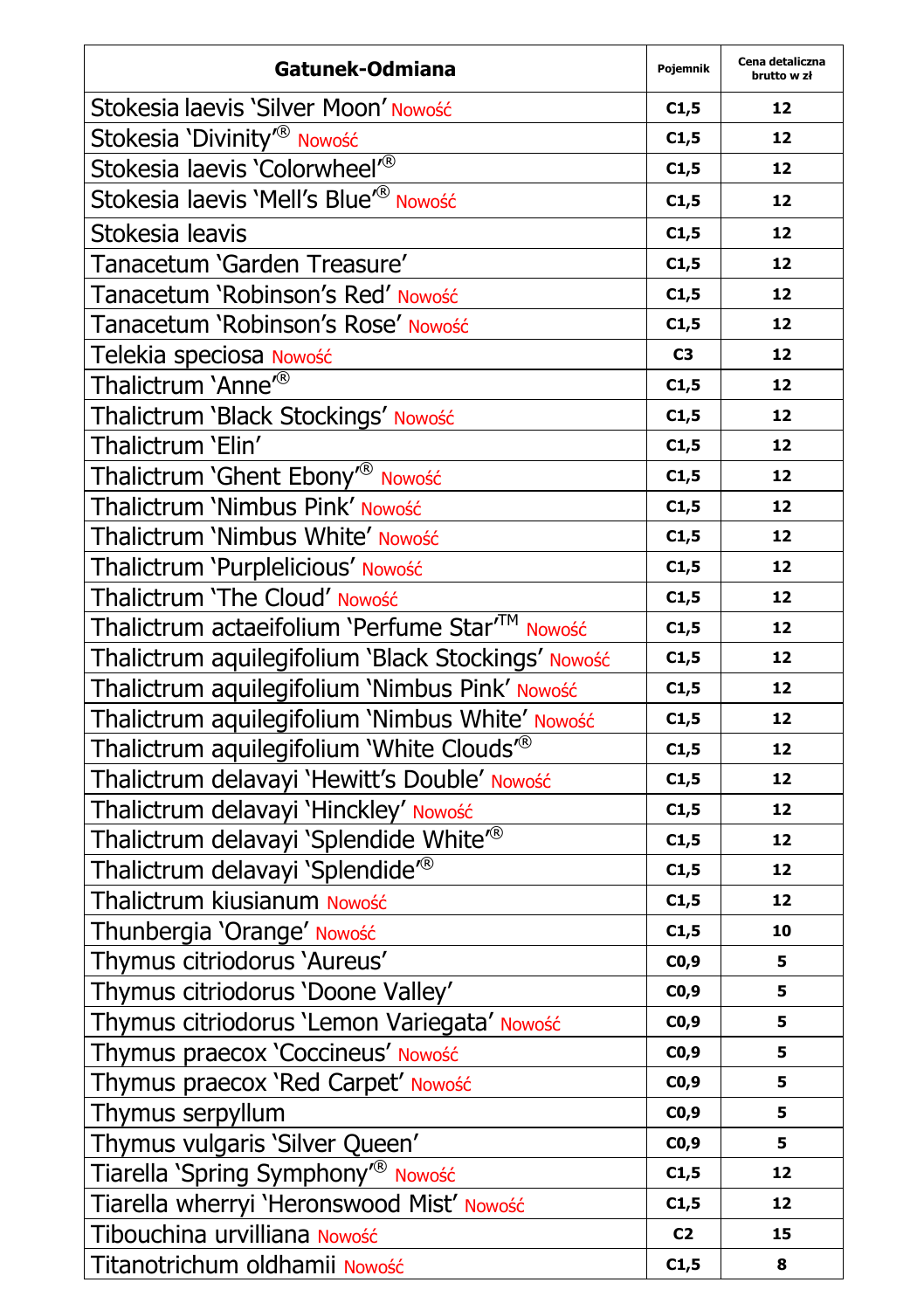| Gatunek-Odmiana | Pojemnik | Cena detaliczna brutto w zł |
|---|---|---|
| Stokesia laevis 'Silver Moon' Nowość | C1,5 | 12 |
| Stokesia 'Divinity'® Nowość | C1,5 | 12 |
| Stokesia laevis 'Colorwheel'® | C1,5 | 12 |
| Stokesia laevis 'Mell's Blue'® Nowość | C1,5 | 12 |
| Stokesia leavis | C1,5 | 12 |
| Tanacetum 'Garden Treasure' | C1,5 | 12 |
| Tanacetum 'Robinson's Red' Nowość | C1,5 | 12 |
| Tanacetum 'Robinson's Rose' Nowość | C1,5 | 12 |
| Telekia speciosa Nowość | C3 | 12 |
| Thalictrum 'Anne'® | C1,5 | 12 |
| Thalictrum 'Black Stockings' Nowość | C1,5 | 12 |
| Thalictrum 'Elin' | C1,5 | 12 |
| Thalictrum 'Ghent Ebony'® Nowość | C1,5 | 12 |
| Thalictrum 'Nimbus Pink' Nowość | C1,5 | 12 |
| Thalictrum 'Nimbus White' Nowość | C1,5 | 12 |
| Thalictrum 'Purplelicious' Nowość | C1,5 | 12 |
| Thalictrum 'The Cloud' Nowość | C1,5 | 12 |
| Thalictrum actaeifolium 'Perfume Star'™ Nowość | C1,5 | 12 |
| Thalictrum aquilegifolium 'Black Stockings' Nowość | C1,5 | 12 |
| Thalictrum aquilegifolium 'Nimbus Pink' Nowość | C1,5 | 12 |
| Thalictrum aquilegifolium 'Nimbus White' Nowość | C1,5 | 12 |
| Thalictrum aquilegifolium 'White Clouds'® | C1,5 | 12 |
| Thalictrum delavayi 'Hewitt's Double' Nowość | C1,5 | 12 |
| Thalictrum delavayi 'Hinckley' Nowość | C1,5 | 12 |
| Thalictrum delavayi 'Splendide White'® | C1,5 | 12 |
| Thalictrum delavayi 'Splendide'® | C1,5 | 12 |
| Thalictrum kiusianum Nowość | C1,5 | 12 |
| Thunbergia 'Orange' Nowość | C1,5 | 10 |
| Thymus citriodorus 'Aureus' | C0,9 | 5 |
| Thymus citriodorus 'Doone Valley' | C0,9 | 5 |
| Thymus citriodorus 'Lemon Variegata' Nowość | C0,9 | 5 |
| Thymus praecox 'Coccineus' Nowość | C0,9 | 5 |
| Thymus praecox 'Red Carpet' Nowość | C0,9 | 5 |
| Thymus serpyllum | C0,9 | 5 |
| Thymus vulgaris 'Silver Queen' | C0,9 | 5 |
| Tiarella 'Spring Symphony'® Nowość | C1,5 | 12 |
| Tiarella wherryi 'Heronswood Mist' Nowość | C1,5 | 12 |
| Tibouchina urvilliana Nowość | C2 | 15 |
| Titanotrichum oldhamii Nowość | C1,5 | 8 |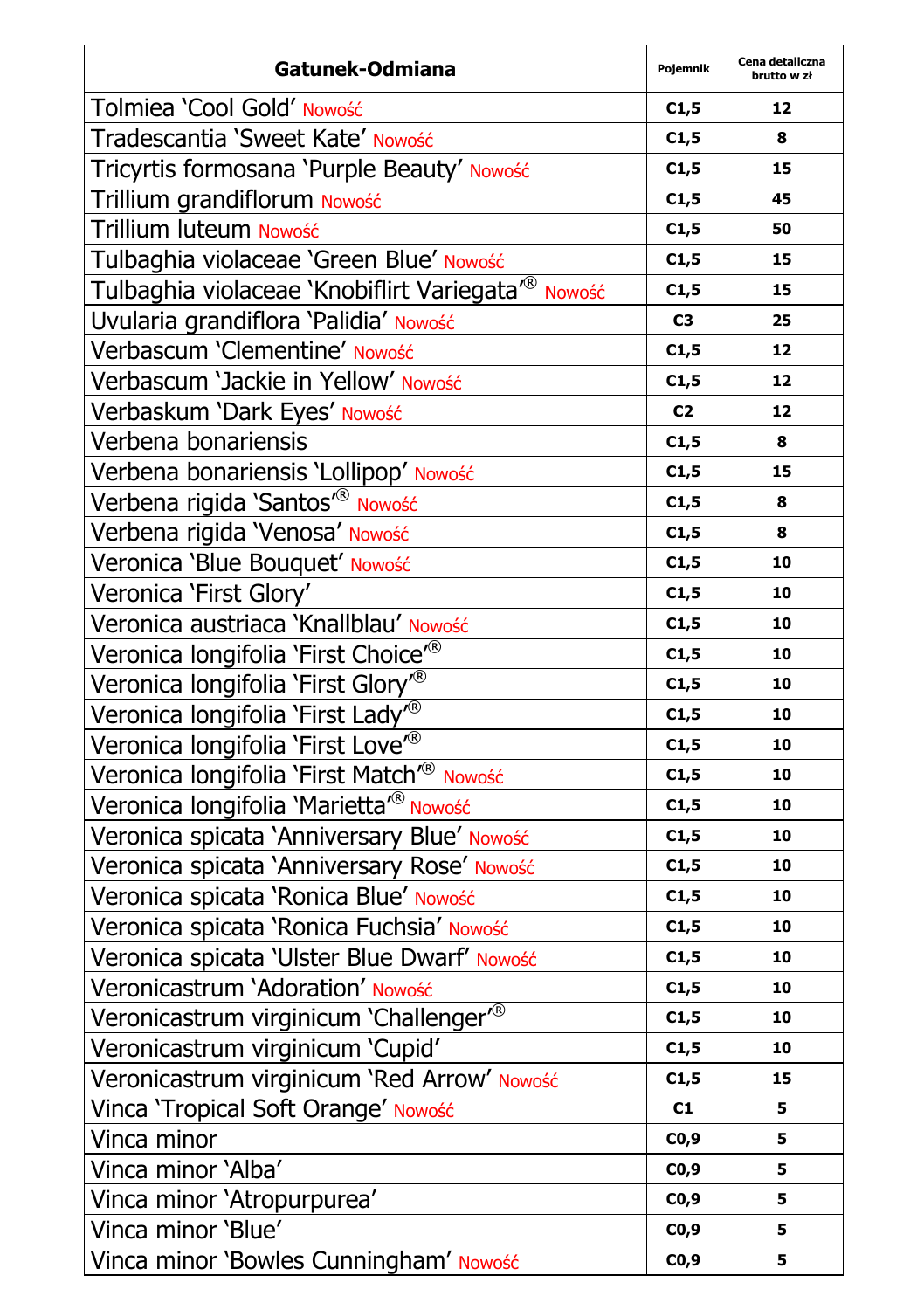| Gatunek-Odmiana | Pojemnik | Cena detaliczna brutto w zł |
| --- | --- | --- |
| Tolmiea 'Cool Gold' Nowość | C1,5 | 12 |
| Tradescantia 'Sweet Kate' Nowość | C1,5 | 8 |
| Tricyrtis formosana 'Purple Beauty' Nowość | C1,5 | 15 |
| Trillium grandiflorum Nowość | C1,5 | 45 |
| Trillium luteum Nowość | C1,5 | 50 |
| Tulbaghia violaceae 'Green Blue' Nowość | C1,5 | 15 |
| Tulbaghia violaceae 'Knobiflirt Variegata'® Nowość | C1,5 | 15 |
| Uvularia grandiflora 'Palidia' Nowość | C3 | 25 |
| Verbascum 'Clementine' Nowość | C1,5 | 12 |
| Verbascum 'Jackie in Yellow' Nowość | C1,5 | 12 |
| Verbaskum 'Dark Eyes' Nowość | C2 | 12 |
| Verbena bonariensis | C1,5 | 8 |
| Verbena bonariensis 'Lollipop' Nowość | C1,5 | 15 |
| Verbena rigida 'Santos'® Nowość | C1,5 | 8 |
| Verbena rigida 'Venosa' Nowość | C1,5 | 8 |
| Veronica 'Blue Bouquet' Nowość | C1,5 | 10 |
| Veronica 'First Glory' | C1,5 | 10 |
| Veronica austriaca 'Knallblau' Nowość | C1,5 | 10 |
| Veronica longifolia 'First Choice'® | C1,5 | 10 |
| Veronica longifolia 'First Glory'® | C1,5 | 10 |
| Veronica longifolia 'First Lady'® | C1,5 | 10 |
| Veronica longifolia 'First Love'® | C1,5 | 10 |
| Veronica longifolia 'First Match'® Nowość | C1,5 | 10 |
| Veronica longifolia 'Marietta'® Nowość | C1,5 | 10 |
| Veronica spicata 'Anniversary Blue' Nowość | C1,5 | 10 |
| Veronica spicata 'Anniversary Rose' Nowość | C1,5 | 10 |
| Veronica spicata 'Ronica Blue' Nowość | C1,5 | 10 |
| Veronica spicata 'Ronica Fuchsia' Nowość | C1,5 | 10 |
| Veronica spicata 'Ulster Blue Dwarf' Nowość | C1,5 | 10 |
| Veronicastrum 'Adoration' Nowość | C1,5 | 10 |
| Veronicastrum virginicum 'Challenger'® | C1,5 | 10 |
| Veronicastrum virginicum 'Cupid' | C1,5 | 10 |
| Veronicastrum virginicum 'Red Arrow' Nowość | C1,5 | 15 |
| Vinca 'Tropical Soft Orange' Nowość | C1 | 5 |
| Vinca minor | C0,9 | 5 |
| Vinca minor 'Alba' | C0,9 | 5 |
| Vinca minor 'Atropurpurea' | C0,9 | 5 |
| Vinca minor 'Blue' | C0,9 | 5 |
| Vinca minor 'Bowles Cunningham' Nowość | C0,9 | 5 |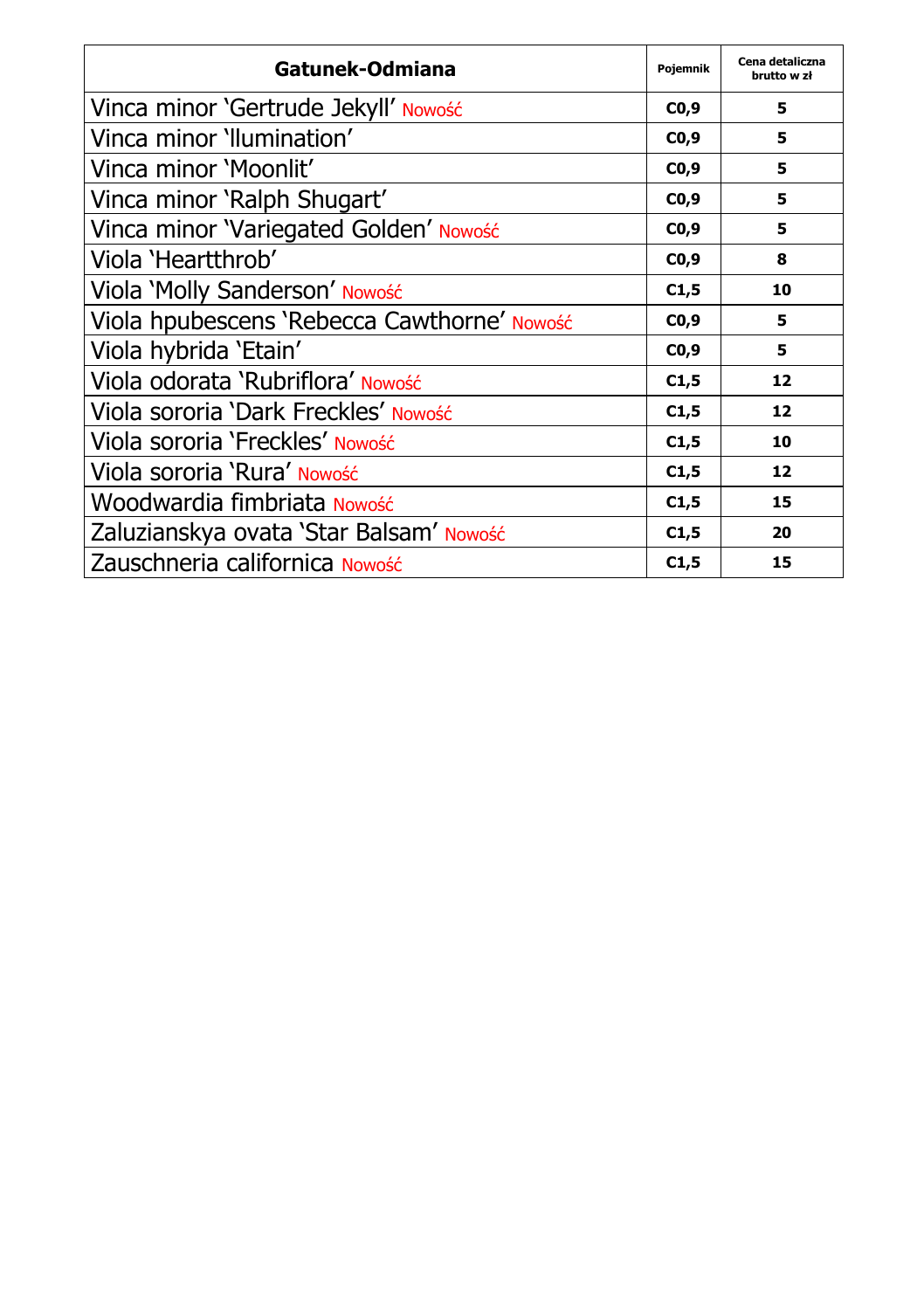| Gatunek-Odmiana | Pojemnik | Cena detaliczna brutto w zł |
|---|---|---|
| Vinca minor 'Gertrude Jekyll' Nowość | C0,9 | 5 |
| Vinca minor 'llumination' | C0,9 | 5 |
| Vinca minor 'Moonlit' | C0,9 | 5 |
| Vinca minor 'Ralph Shugart' | C0,9 | 5 |
| Vinca minor 'Variegated Golden' Nowość | C0,9 | 5 |
| Viola 'Heartthrob' | C0,9 | 8 |
| Viola 'Molly Sanderson' Nowość | C1,5 | 10 |
| Viola hpubescens 'Rebecca Cawthorne' Nowość | C0,9 | 5 |
| Viola hybrida 'Etain' | C0,9 | 5 |
| Viola odorata 'Rubriflora' Nowość | C1,5 | 12 |
| Viola sororia 'Dark Freckles' Nowość | C1,5 | 12 |
| Viola sororia 'Freckles' Nowość | C1,5 | 10 |
| Viola sororia 'Rura' Nowość | C1,5 | 12 |
| Woodwardia fimbriata Nowość | C1,5 | 15 |
| Zaluzianskya ovata 'Star Balsam' Nowość | C1,5 | 20 |
| Zauschneria californica Nowość | C1,5 | 15 |